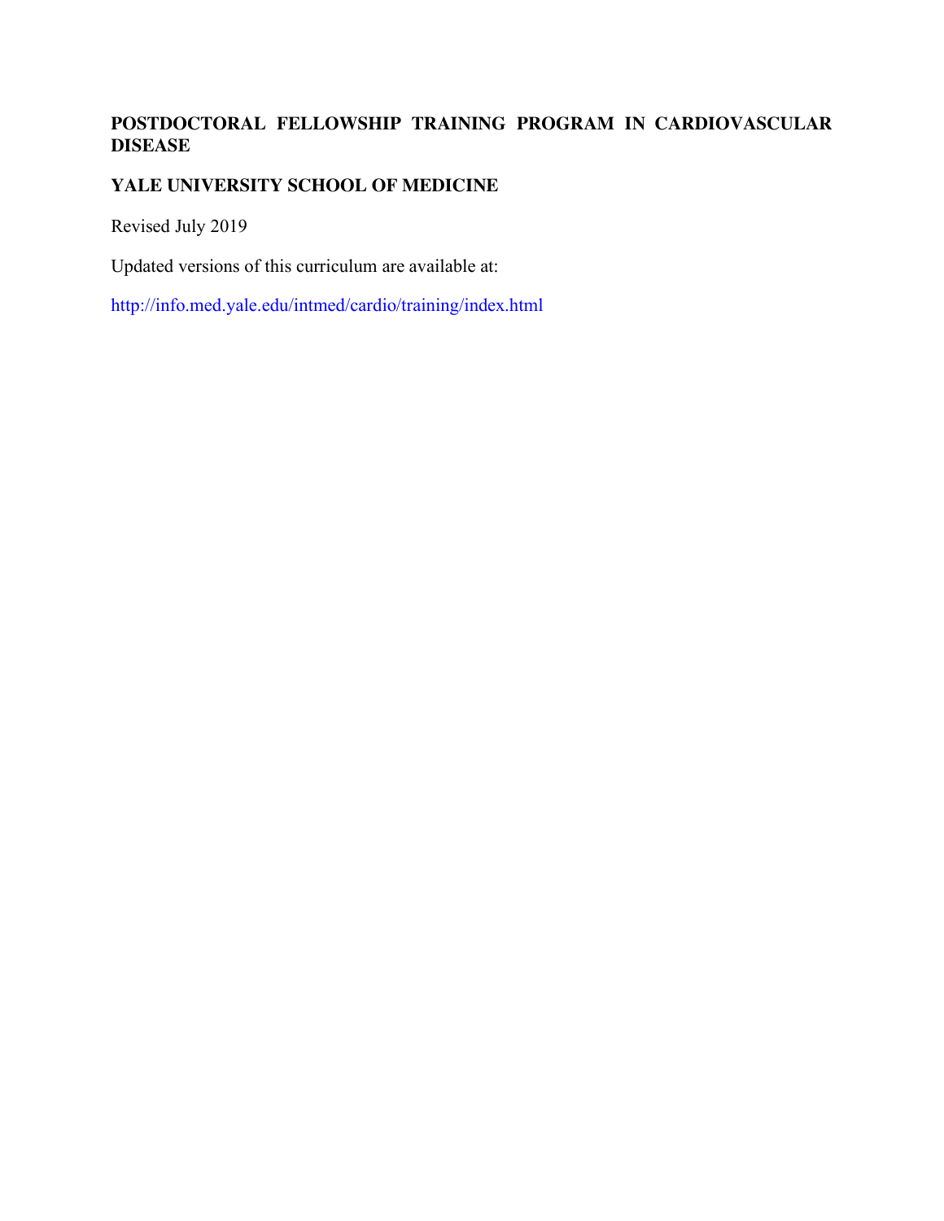# POSTDOCTORAL FELLOWSHIP TRAINING PROGRAM IN CARDIOVASCULAR DISEASE

## YALE UNIVERSITY SCHOOL OF MEDICINE

Revised July 2019

Updated versions of this curriculum are available at:

http://info.med.yale.edu/intmed/cardio/training/index.html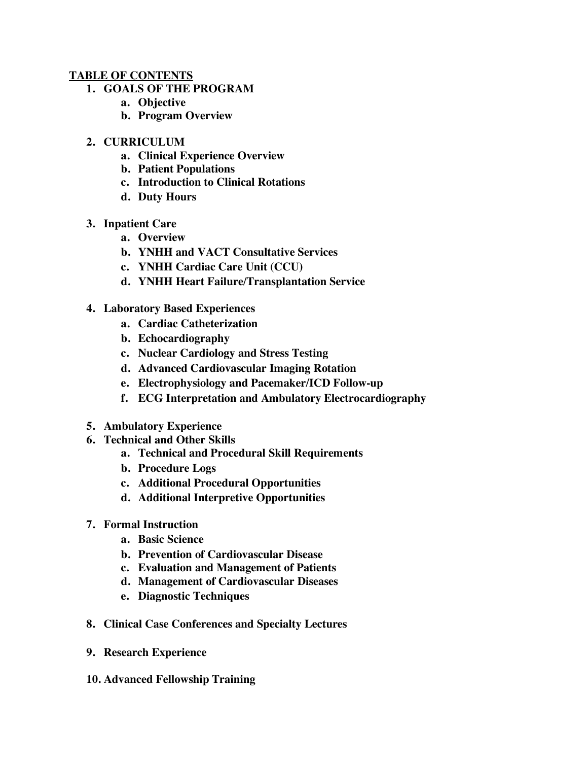## TABLE OF CONTENTS

1. **GOALS OF THE PROGRAM**
    a. **Objective**
    b. **Program Overview**

2. **CURRICULUM**
    a. **Clinical Experience Overview**
    b. **Patient Populations**
    c. **Introduction to Clinical Rotations**
    d. **Duty Hours**

3. **Inpatient Care**
    a. **Overview**
    b. **YNHH and VACT Consultative Services**
    c. **YNHH Cardiac Care Unit (CCU)**
    d. **YNHH Heart Failure/Transplantation Service**

4. **Laboratory Based Experiences**
    a. **Cardiac Catheterization**
    b. **Echocardiography**
    c. **Nuclear Cardiology and Stress Testing**
    d. **Advanced Cardiovascular Imaging Rotation**
    e. **Electrophysiology and Pacemaker/ICD Follow-up**
    f. **ECG Interpretation and Ambulatory Electrocardiography**

5. **Ambulatory Experience**
6. **Technical and Other Skills**
    a. **Technical and Procedural Skill Requirements**
    b. **Procedure Logs**
    c. **Additional Procedural Opportunities**
    d. **Additional Interpretive Opportunities**

7. **Formal Instruction**
    a. **Basic Science**
    b. **Prevention of Cardiovascular Disease**
    c. **Evaluation and Management of Patients**
    d. **Management of Cardiovascular Diseases**
    e. **Diagnostic Techniques**

8. **Clinical Case Conferences and Specialty Lectures**

9. **Research Experience**

10. **Advanced Fellowship Training**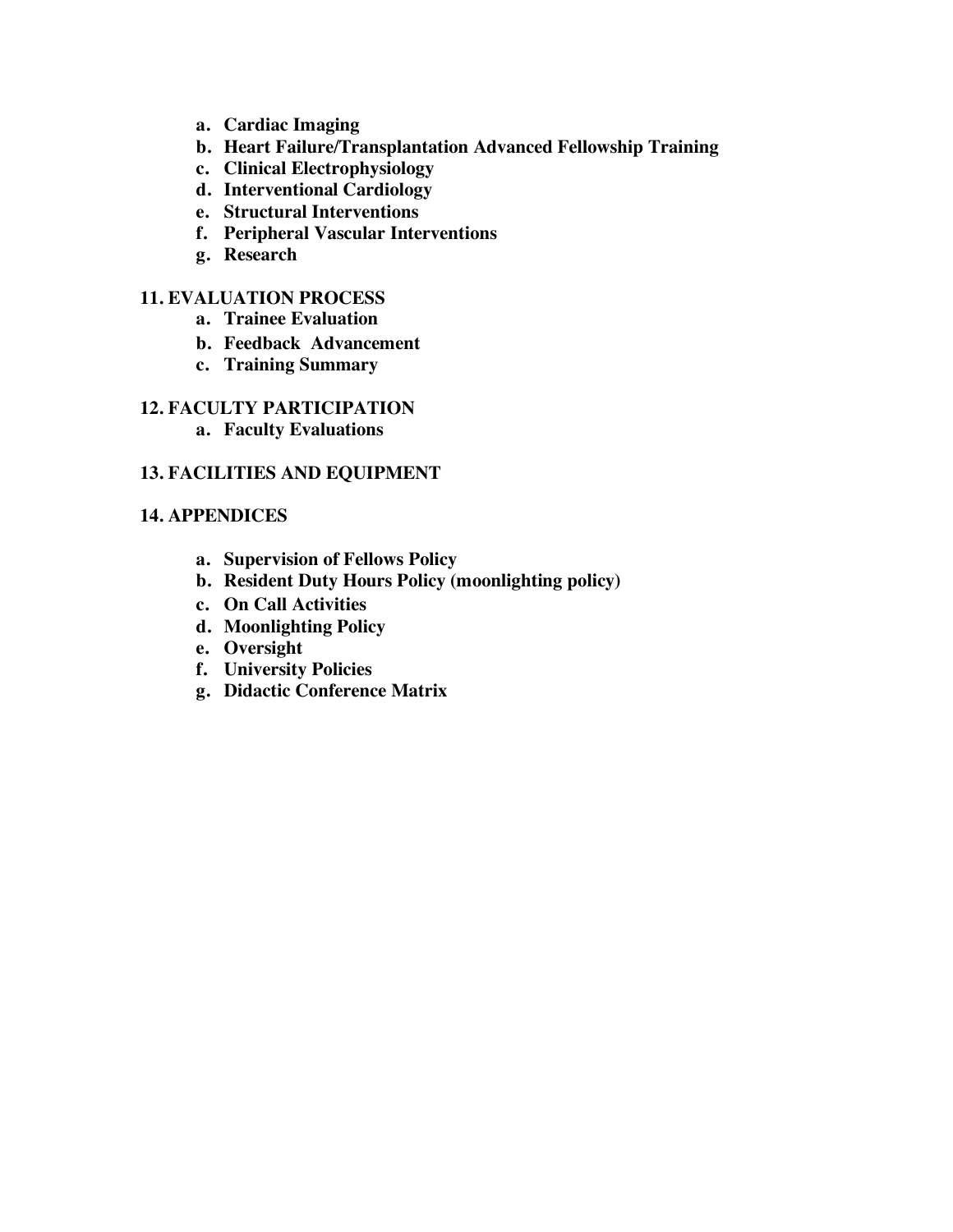a. **Cardiac Imaging**
   b. **Heart Failure/Transplantation Advanced Fellowship Training**
   c. **Clinical Electrophysiology**
   d. **Interventional Cardiology**
   e. **Structural Interventions**
   f. **Peripheral Vascular Interventions**
   g. **Research**

**11. EVALUATION PROCESS**

   a. **Trainee Evaluation**
   b. **Feedback Advancement**
   c. **Training Summary**

**12. FACULTY PARTICIPATION**

   a. **Faculty Evaluations**

**13. FACILITIES AND EQUIPMENT**

**14. APPENDICES**

   a. **Supervision of Fellows Policy**
   b. **Resident Duty Hours Policy (moonlighting policy)**
   c. **On Call Activities**
   d. **Moonlighting Policy**
   e. **Oversight**
   f. **University Policies**
   g. **Didactic Conference Matrix**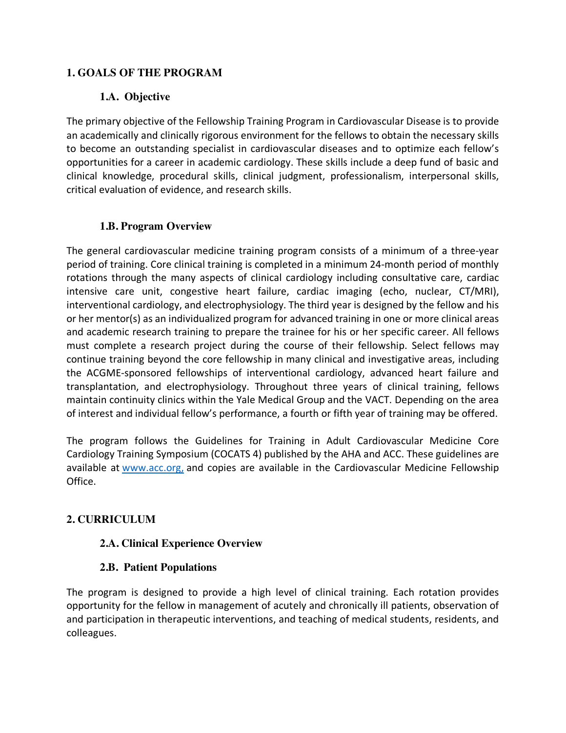# 1. GOALS OF THE PROGRAM

## 1.A. Objective

The primary objective of the Fellowship Training Program in Cardiovascular Disease is to provide an academically and clinically rigorous environment for the fellows to obtain the necessary skills to become an outstanding specialist in cardiovascular diseases and to optimize each fellow's opportunities for a career in academic cardiology. These skills include a deep fund of basic and clinical knowledge, procedural skills, clinical judgment, professionalism, interpersonal skills, critical evaluation of evidence, and research skills.

## 1.B. Program Overview

The general cardiovascular medicine training program consists of a minimum of a three-year period of training. Core clinical training is completed in a minimum 24-month period of monthly rotations through the many aspects of clinical cardiology including consultative care, cardiac intensive care unit, congestive heart failure, cardiac imaging (echo, nuclear, CT/MRI), interventional cardiology, and electrophysiology. The third year is designed by the fellow and his or her mentor(s) as an individualized program for advanced training in one or more clinical areas and academic research training to prepare the trainee for his or her specific career. All fellows must complete a research project during the course of their fellowship. Select fellows may continue training beyond the core fellowship in many clinical and investigative areas, including the ACGME-sponsored fellowships of interventional cardiology, advanced heart failure and transplantation, and electrophysiology. Throughout three years of clinical training, fellows maintain continuity clinics within the Yale Medical Group and the VACT. Depending on the area of interest and individual fellow's performance, a fourth or fifth year of training may be offered.

The program follows the Guidelines for Training in Adult Cardiovascular Medicine Core Cardiology Training Symposium (COCATS 4) published by the AHA and ACC. These guidelines are available at www.acc.org, and copies are available in the Cardiovascular Medicine Fellowship Office.

# 2. CURRICULUM

## 2.A. Clinical Experience Overview

## 2.B. Patient Populations

The program is designed to provide a high level of clinical training. Each rotation provides opportunity for the fellow in management of acutely and chronically ill patients, observation of and participation in therapeutic interventions, and teaching of medical students, residents, and colleagues.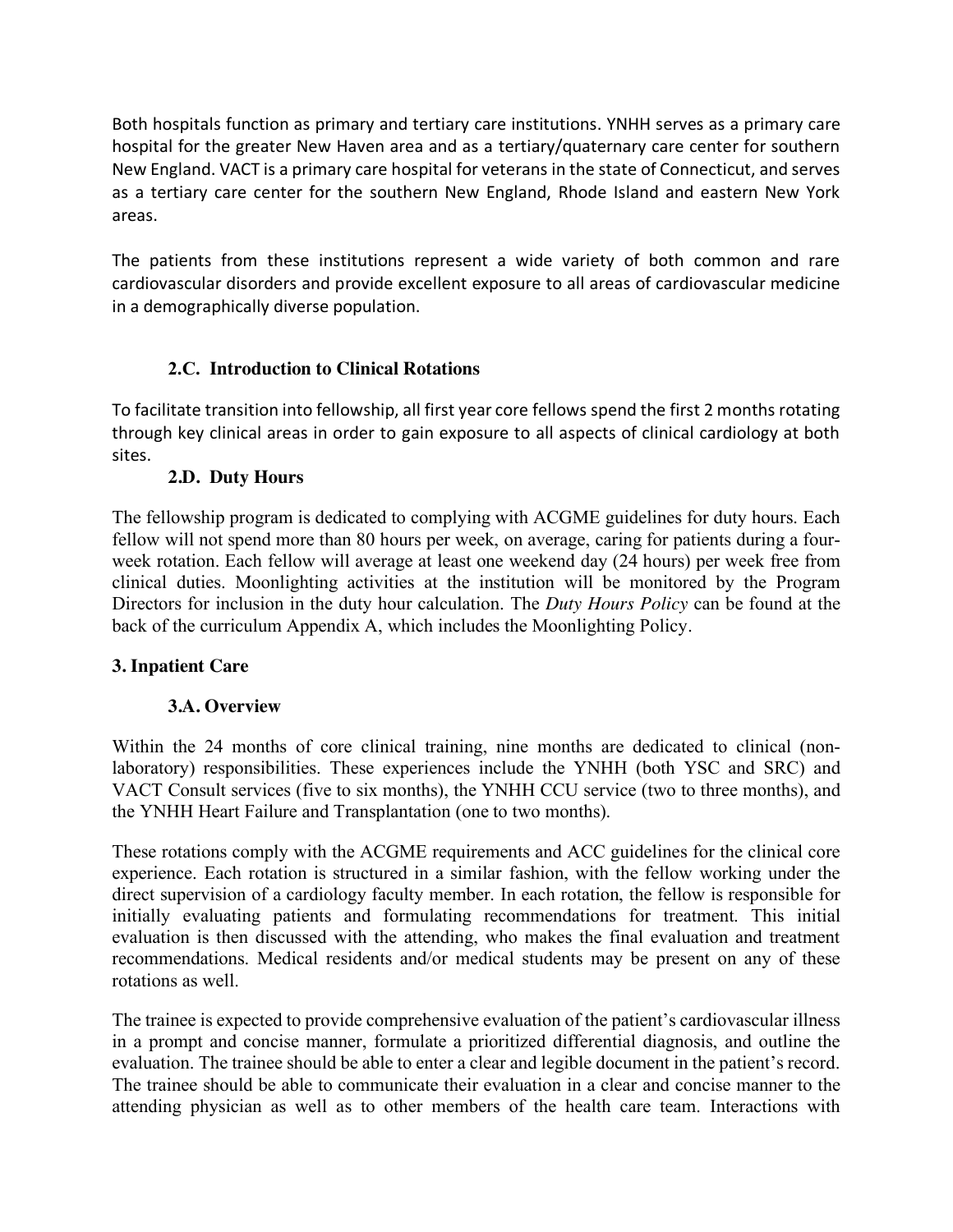Both hospitals function as primary and tertiary care institutions. YNHH serves as a primary care hospital for the greater New Haven area and as a tertiary/quaternary care center for southern New England. VACT is a primary care hospital for veterans in the state of Connecticut, and serves as a tertiary care center for the southern New England, Rhode Island and eastern New York areas.

The patients from these institutions represent a wide variety of both common and rare cardiovascular disorders and provide excellent exposure to all areas of cardiovascular medicine in a demographically diverse population.

### 2.C. Introduction to Clinical Rotations

To facilitate transition into fellowship, all first year core fellows spend the first 2 months rotating through key clinical areas in order to gain exposure to all aspects of clinical cardiology at both sites.

### 2.D. Duty Hours

The fellowship program is dedicated to complying with ACGME guidelines for duty hours. Each fellow will not spend more than 80 hours per week, on average, caring for patients during a four-week rotation. Each fellow will average at least one weekend day (24 hours) per week free from clinical duties. Moonlighting activities at the institution will be monitored by the Program Directors for inclusion in the duty hour calculation. The *Duty Hours Policy* can be found at the back of the curriculum Appendix A, which includes the Moonlighting Policy.

## 3. Inpatient Care

### 3.A. Overview

Within the 24 months of core clinical training, nine months are dedicated to clinical (non-laboratory) responsibilities. These experiences include the YNHH (both YSC and SRC) and VACT Consult services (five to six months), the YNHH CCU service (two to three months), and the YNHH Heart Failure and Transplantation (one to two months).

These rotations comply with the ACGME requirements and ACC guidelines for the clinical core experience. Each rotation is structured in a similar fashion, with the fellow working under the direct supervision of a cardiology faculty member. In each rotation, the fellow is responsible for initially evaluating patients and formulating recommendations for treatment. This initial evaluation is then discussed with the attending, who makes the final evaluation and treatment recommendations. Medical residents and/or medical students may be present on any of these rotations as well.

The trainee is expected to provide comprehensive evaluation of the patient's cardiovascular illness in a prompt and concise manner, formulate a prioritized differential diagnosis, and outline the evaluation. The trainee should be able to enter a clear and legible document in the patient's record. The trainee should be able to communicate their evaluation in a clear and concise manner to the attending physician as well as to other members of the health care team. Interactions with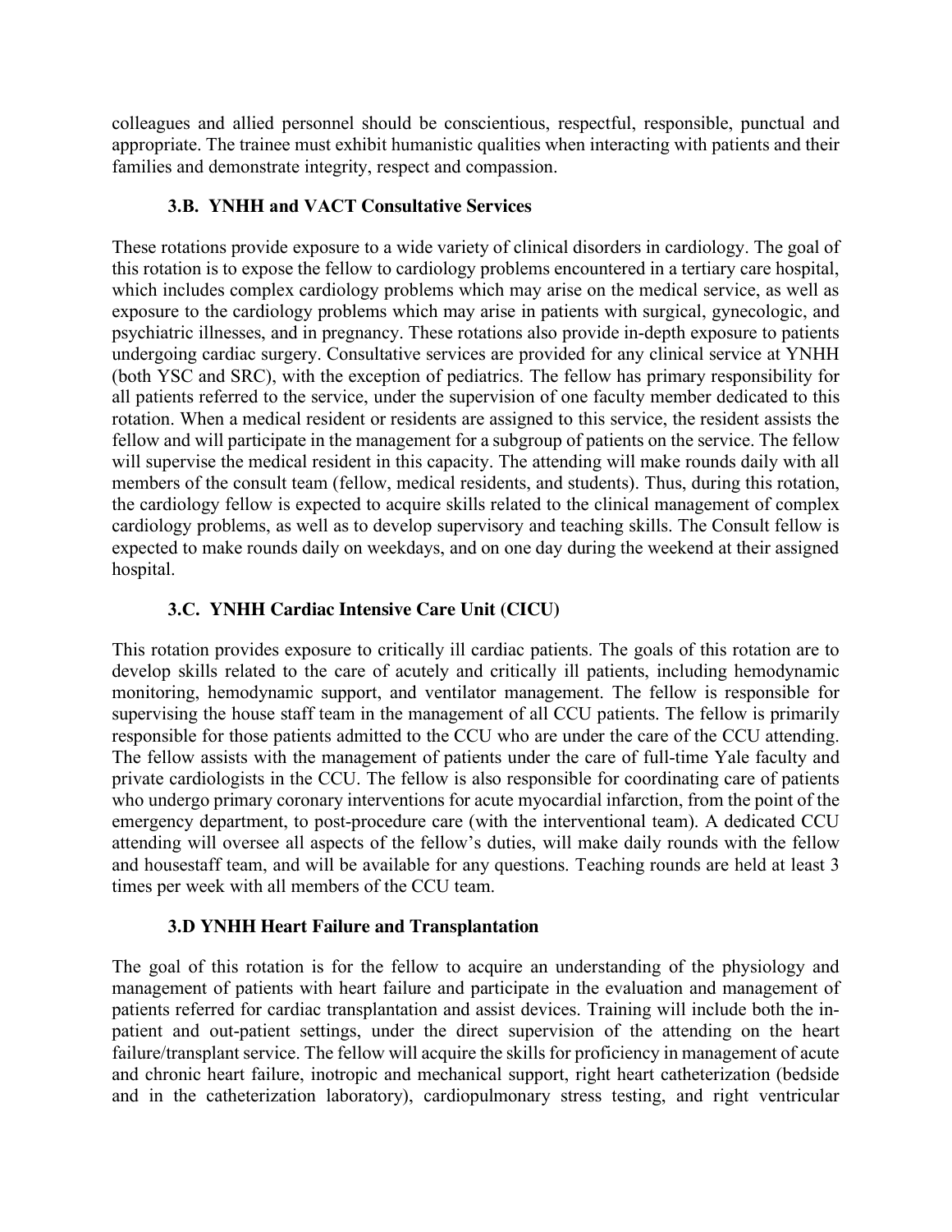colleagues and allied personnel should be conscientious, respectful, responsible, punctual and appropriate. The trainee must exhibit humanistic qualities when interacting with patients and their families and demonstrate integrity, respect and compassion.

### 3.B. YNHH and VACT Consultative Services

These rotations provide exposure to a wide variety of clinical disorders in cardiology. The goal of this rotation is to expose the fellow to cardiology problems encountered in a tertiary care hospital, which includes complex cardiology problems which may arise on the medical service, as well as exposure to the cardiology problems which may arise in patients with surgical, gynecologic, and psychiatric illnesses, and in pregnancy. These rotations also provide in-depth exposure to patients undergoing cardiac surgery. Consultative services are provided for any clinical service at YNHH (both YSC and SRC), with the exception of pediatrics. The fellow has primary responsibility for all patients referred to the service, under the supervision of one faculty member dedicated to this rotation. When a medical resident or residents are assigned to this service, the resident assists the fellow and will participate in the management for a subgroup of patients on the service. The fellow will supervise the medical resident in this capacity. The attending will make rounds daily with all members of the consult team (fellow, medical residents, and students). Thus, during this rotation, the cardiology fellow is expected to acquire skills related to the clinical management of complex cardiology problems, as well as to develop supervisory and teaching skills. The Consult fellow is expected to make rounds daily on weekdays, and on one day during the weekend at their assigned hospital.

### 3.C. YNHH Cardiac Intensive Care Unit (CICU)

This rotation provides exposure to critically ill cardiac patients. The goals of this rotation are to develop skills related to the care of acutely and critically ill patients, including hemodynamic monitoring, hemodynamic support, and ventilator management. The fellow is responsible for supervising the house staff team in the management of all CCU patients. The fellow is primarily responsible for those patients admitted to the CCU who are under the care of the CCU attending. The fellow assists with the management of patients under the care of full-time Yale faculty and private cardiologists in the CCU. The fellow is also responsible for coordinating care of patients who undergo primary coronary interventions for acute myocardial infarction, from the point of the emergency department, to post-procedure care (with the interventional team). A dedicated CCU attending will oversee all aspects of the fellow's duties, will make daily rounds with the fellow and housestaff team, and will be available for any questions. Teaching rounds are held at least 3 times per week with all members of the CCU team.

### 3.D YNHH Heart Failure and Transplantation

The goal of this rotation is for the fellow to acquire an understanding of the physiology and management of patients with heart failure and participate in the evaluation and management of patients referred for cardiac transplantation and assist devices. Training will include both the in-patient and out-patient settings, under the direct supervision of the attending on the heart failure/transplant service. The fellow will acquire the skills for proficiency in management of acute and chronic heart failure, inotropic and mechanical support, right heart catheterization (bedside and in the catheterization laboratory), cardiopulmonary stress testing, and right ventricular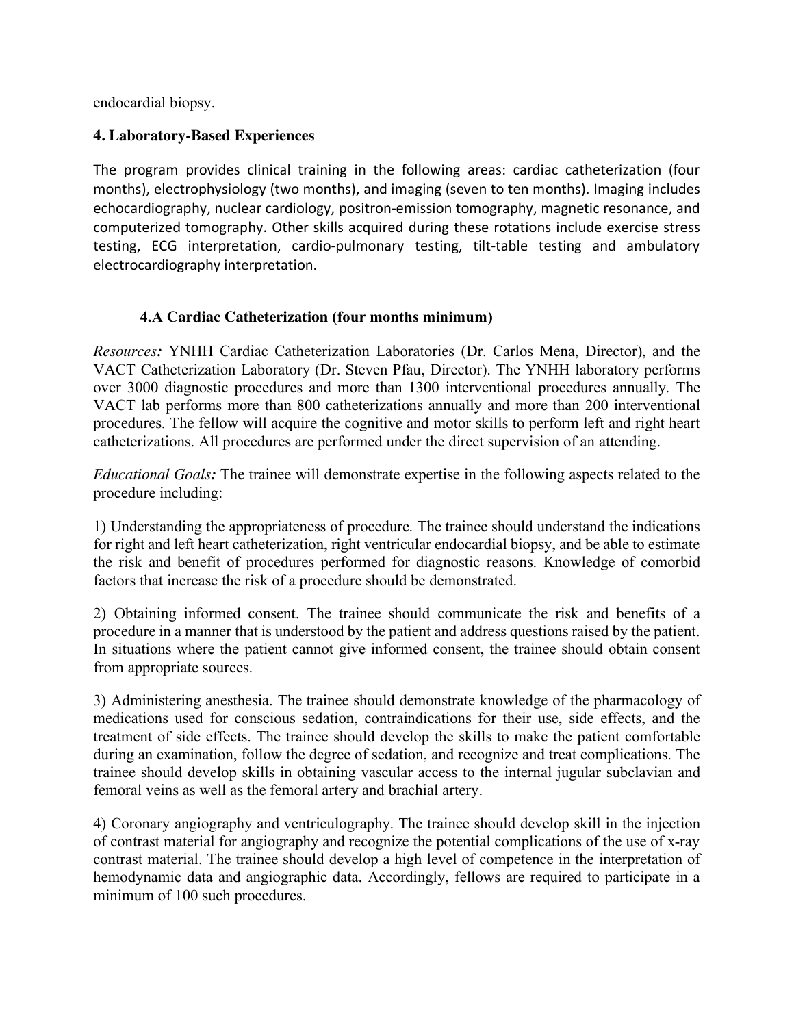endocardial biopsy.

## 4. Laboratory-Based Experiences

The program provides clinical training in the following areas: cardiac catheterization (four months), electrophysiology (two months), and imaging (seven to ten months). Imaging includes echocardiography, nuclear cardiology, positron-emission tomography, magnetic resonance, and computerized tomography. Other skills acquired during these rotations include exercise stress testing, ECG interpretation, cardio-pulmonary testing, tilt-table testing and ambulatory electrocardiography interpretation.

### 4.A Cardiac Catheterization (four months minimum)

*Resources:* YNHH Cardiac Catheterization Laboratories (Dr. Carlos Mena, Director), and the VACT Catheterization Laboratory (Dr. Steven Pfau, Director). The YNHH laboratory performs over 3000 diagnostic procedures and more than 1300 interventional procedures annually. The VACT lab performs more than 800 catheterizations annually and more than 200 interventional procedures. The fellow will acquire the cognitive and motor skills to perform left and right heart catheterizations. All procedures are performed under the direct supervision of an attending.

*Educational Goals:* The trainee will demonstrate expertise in the following aspects related to the procedure including:

1) Understanding the appropriateness of procedure. The trainee should understand the indications for right and left heart catheterization, right ventricular endocardial biopsy, and be able to estimate the risk and benefit of procedures performed for diagnostic reasons. Knowledge of comorbid factors that increase the risk of a procedure should be demonstrated.

2) Obtaining informed consent. The trainee should communicate the risk and benefits of a procedure in a manner that is understood by the patient and address questions raised by the patient. In situations where the patient cannot give informed consent, the trainee should obtain consent from appropriate sources.

3) Administering anesthesia. The trainee should demonstrate knowledge of the pharmacology of medications used for conscious sedation, contraindications for their use, side effects, and the treatment of side effects. The trainee should develop the skills to make the patient comfortable during an examination, follow the degree of sedation, and recognize and treat complications. The trainee should develop skills in obtaining vascular access to the internal jugular subclavian and femoral veins as well as the femoral artery and brachial artery.

4) Coronary angiography and ventriculography. The trainee should develop skill in the injection of contrast material for angiography and recognize the potential complications of the use of x-ray contrast material. The trainee should develop a high level of competence in the interpretation of hemodynamic data and angiographic data. Accordingly, fellows are required to participate in a minimum of 100 such procedures.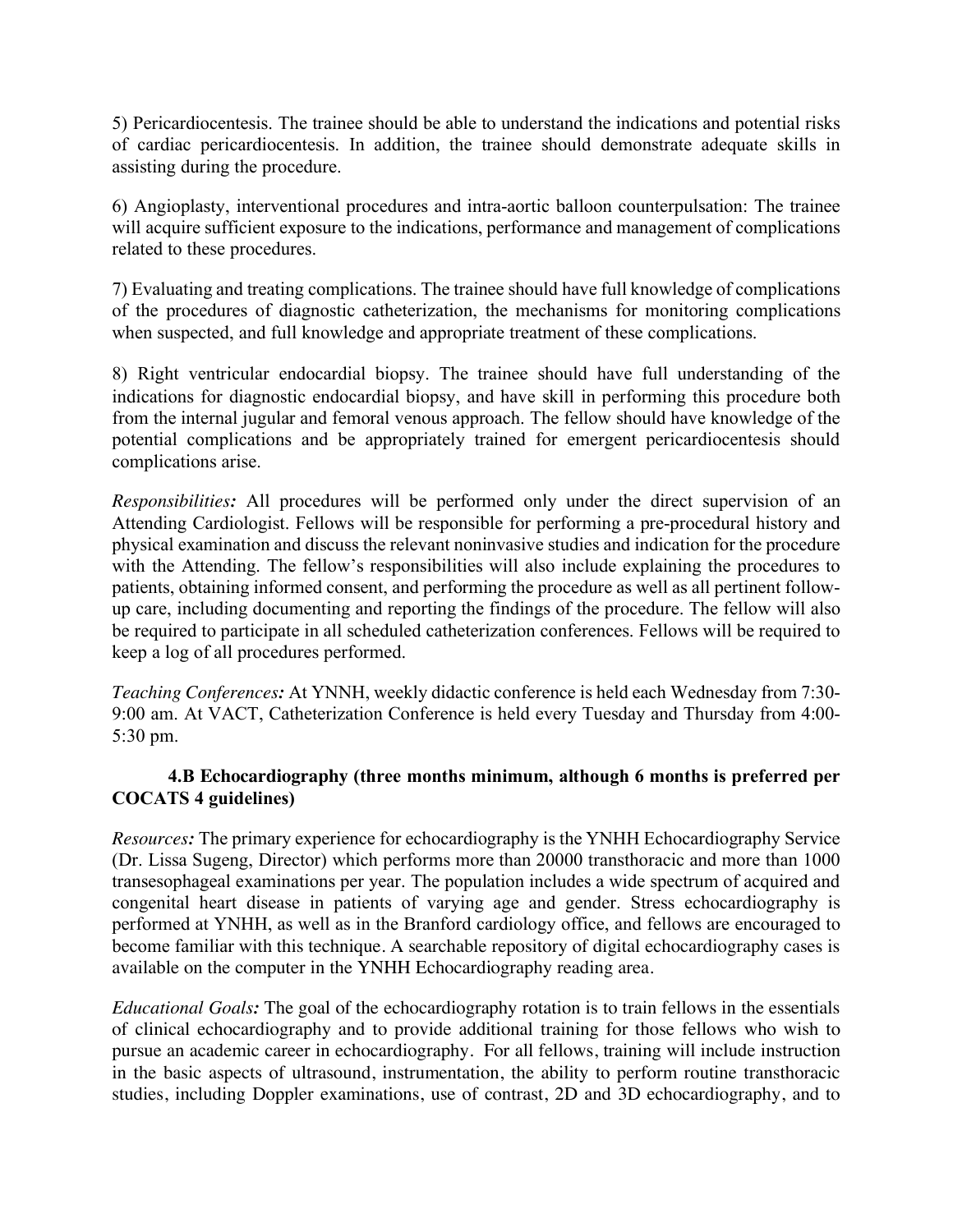5) Pericardiocentesis. The trainee should be able to understand the indications and potential risks of cardiac pericardiocentesis. In addition, the trainee should demonstrate adequate skills in assisting during the procedure.

6) Angioplasty, interventional procedures and intra-aortic balloon counterpulsation: The trainee will acquire sufficient exposure to the indications, performance and management of complications related to these procedures.

7) Evaluating and treating complications. The trainee should have full knowledge of complications of the procedures of diagnostic catheterization, the mechanisms for monitoring complications when suspected, and full knowledge and appropriate treatment of these complications.

8) Right ventricular endocardial biopsy. The trainee should have full understanding of the indications for diagnostic endocardial biopsy, and have skill in performing this procedure both from the internal jugular and femoral venous approach. The fellow should have knowledge of the potential complications and be appropriately trained for emergent pericardiocentesis should complications arise.

*Responsibilities:* All procedures will be performed only under the direct supervision of an Attending Cardiologist. Fellows will be responsible for performing a pre-procedural history and physical examination and discuss the relevant noninvasive studies and indication for the procedure with the Attending. The fellow's responsibilities will also include explaining the procedures to patients, obtaining informed consent, and performing the procedure as well as all pertinent follow-up care, including documenting and reporting the findings of the procedure. The fellow will also be required to participate in all scheduled catheterization conferences. Fellows will be required to keep a log of all procedures performed.

*Teaching Conferences:* At YNNH, weekly didactic conference is held each Wednesday from 7:30-9:00 am. At VACT, Catheterization Conference is held every Tuesday and Thursday from 4:00-5:30 pm.

### 4.B Echocardiography (three months minimum, although 6 months is preferred per COCATS 4 guidelines)

*Resources:* The primary experience for echocardiography is the YNHH Echocardiography Service (Dr. Lissa Sugeng, Director) which performs more than 20000 transthoracic and more than 1000 transesophageal examinations per year. The population includes a wide spectrum of acquired and congenital heart disease in patients of varying age and gender. Stress echocardiography is performed at YNHH, as well as in the Branford cardiology office, and fellows are encouraged to become familiar with this technique. A searchable repository of digital echocardiography cases is available on the computer in the YNHH Echocardiography reading area.

*Educational Goals:* The goal of the echocardiography rotation is to train fellows in the essentials of clinical echocardiography and to provide additional training for those fellows who wish to pursue an academic career in echocardiography. For all fellows, training will include instruction in the basic aspects of ultrasound, instrumentation, the ability to perform routine transthoracic studies, including Doppler examinations, use of contrast, 2D and 3D echocardiography, and to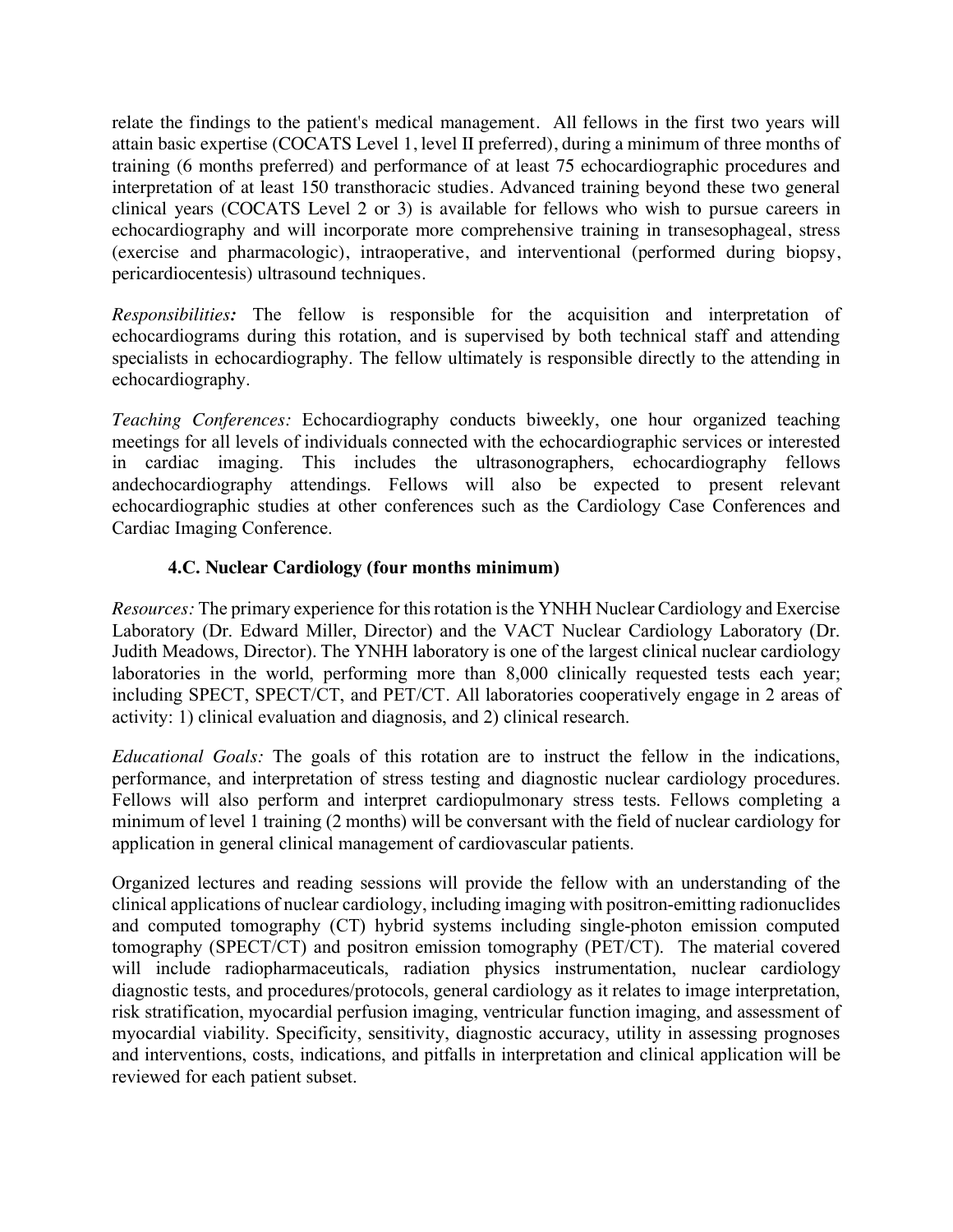relate the findings to the patient's medical management. All fellows in the first two years will attain basic expertise (COCATS Level 1, level II preferred), during a minimum of three months of training (6 months preferred) and performance of at least 75 echocardiographic procedures and interpretation of at least 150 transthoracic studies. Advanced training beyond these two general clinical years (COCATS Level 2 or 3) is available for fellows who wish to pursue careers in echocardiography and will incorporate more comprehensive training in transesophageal, stress (exercise and pharmacologic), intraoperative, and interventional (performed during biopsy, pericardiocentesis) ultrasound techniques.

*Responsibilities:* The fellow is responsible for the acquisition and interpretation of echocardiograms during this rotation, and is supervised by both technical staff and attending specialists in echocardiography. The fellow ultimately is responsible directly to the attending in echocardiography.

*Teaching Conferences:* Echocardiography conducts biweekly, one hour organized teaching meetings for all levels of individuals connected with the echocardiographic services or interested in cardiac imaging. This includes the ultrasonographers, echocardiography fellows andechocardiography attendings. Fellows will also be expected to present relevant echocardiographic studies at other conferences such as the Cardiology Case Conferences and Cardiac Imaging Conference.

### 4.C. Nuclear Cardiology (four months minimum)

*Resources:* The primary experience for this rotation is the YNHH Nuclear Cardiology and Exercise Laboratory (Dr. Edward Miller, Director) and the VACT Nuclear Cardiology Laboratory (Dr. Judith Meadows, Director). The YNHH laboratory is one of the largest clinical nuclear cardiology laboratories in the world, performing more than 8,000 clinically requested tests each year; including SPECT, SPECT/CT, and PET/CT. All laboratories cooperatively engage in 2 areas of activity: 1) clinical evaluation and diagnosis, and 2) clinical research.

*Educational Goals:* The goals of this rotation are to instruct the fellow in the indications, performance, and interpretation of stress testing and diagnostic nuclear cardiology procedures. Fellows will also perform and interpret cardiopulmonary stress tests. Fellows completing a minimum of level 1 training (2 months) will be conversant with the field of nuclear cardiology for application in general clinical management of cardiovascular patients.

Organized lectures and reading sessions will provide the fellow with an understanding of the clinical applications of nuclear cardiology, including imaging with positron-emitting radionuclides and computed tomography (CT) hybrid systems including single-photon emission computed tomography (SPECT/CT) and positron emission tomography (PET/CT). The material covered will include radiopharmaceuticals, radiation physics instrumentation, nuclear cardiology diagnostic tests, and procedures/protocols, general cardiology as it relates to image interpretation, risk stratification, myocardial perfusion imaging, ventricular function imaging, and assessment of myocardial viability. Specificity, sensitivity, diagnostic accuracy, utility in assessing prognoses and interventions, costs, indications, and pitfalls in interpretation and clinical application will be reviewed for each patient subset.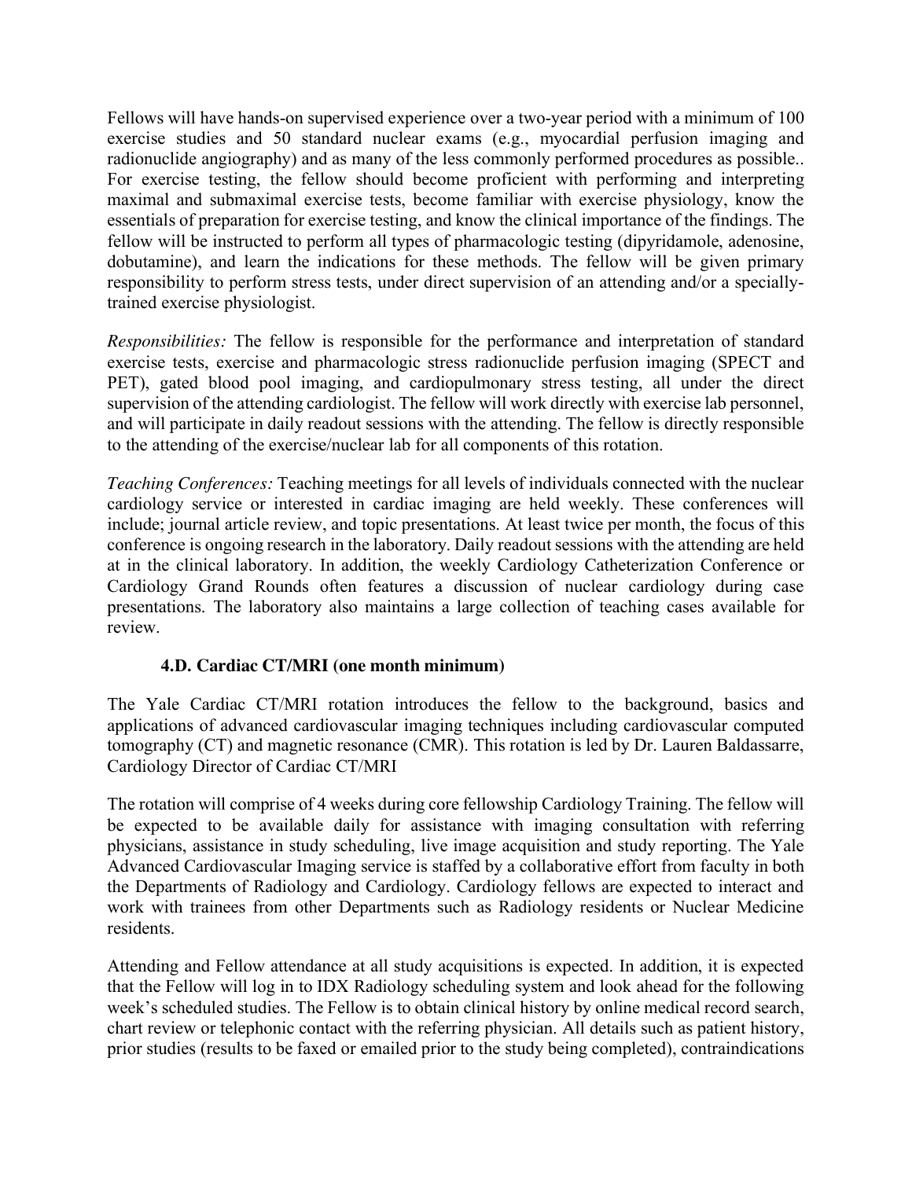Fellows will have hands-on supervised experience over a two-year period with a minimum of 100 exercise studies and 50 standard nuclear exams (e.g., myocardial perfusion imaging and radionuclide angiography) and as many of the less commonly performed procedures as possible.. For exercise testing, the fellow should become proficient with performing and interpreting maximal and submaximal exercise tests, become familiar with exercise physiology, know the essentials of preparation for exercise testing, and know the clinical importance of the findings. The fellow will be instructed to perform all types of pharmacologic testing (dipyridamole, adenosine, dobutamine), and learn the indications for these methods. The fellow will be given primary responsibility to perform stress tests, under direct supervision of an attending and/or a specially-trained exercise physiologist.

*Responsibilities:* The fellow is responsible for the performance and interpretation of standard exercise tests, exercise and pharmacologic stress radionuclide perfusion imaging (SPECT and PET), gated blood pool imaging, and cardiopulmonary stress testing, all under the direct supervision of the attending cardiologist. The fellow will work directly with exercise lab personnel, and will participate in daily readout sessions with the attending. The fellow is directly responsible to the attending of the exercise/nuclear lab for all components of this rotation.

*Teaching Conferences:* Teaching meetings for all levels of individuals connected with the nuclear cardiology service or interested in cardiac imaging are held weekly. These conferences will include; journal article review, and topic presentations. At least twice per month, the focus of this conference is ongoing research in the laboratory. Daily readout sessions with the attending are held at in the clinical laboratory. In addition, the weekly Cardiology Catheterization Conference or Cardiology Grand Rounds often features a discussion of nuclear cardiology during case presentations. The laboratory also maintains a large collection of teaching cases available for review.

### 4.D. Cardiac CT/MRI (one month minimum)

The Yale Cardiac CT/MRI rotation introduces the fellow to the background, basics and applications of advanced cardiovascular imaging techniques including cardiovascular computed tomography (CT) and magnetic resonance (CMR). This rotation is led by Dr. Lauren Baldassarre, Cardiology Director of Cardiac CT/MRI

The rotation will comprise of 4 weeks during core fellowship Cardiology Training. The fellow will be expected to be available daily for assistance with imaging consultation with referring physicians, assistance in study scheduling, live image acquisition and study reporting. The Yale Advanced Cardiovascular Imaging service is staffed by a collaborative effort from faculty in both the Departments of Radiology and Cardiology. Cardiology fellows are expected to interact and work with trainees from other Departments such as Radiology residents or Nuclear Medicine residents.

Attending and Fellow attendance at all study acquisitions is expected. In addition, it is expected that the Fellow will log in to IDX Radiology scheduling system and look ahead for the following week's scheduled studies. The Fellow is to obtain clinical history by online medical record search, chart review or telephonic contact with the referring physician. All details such as patient history, prior studies (results to be faxed or emailed prior to the study being completed), contraindications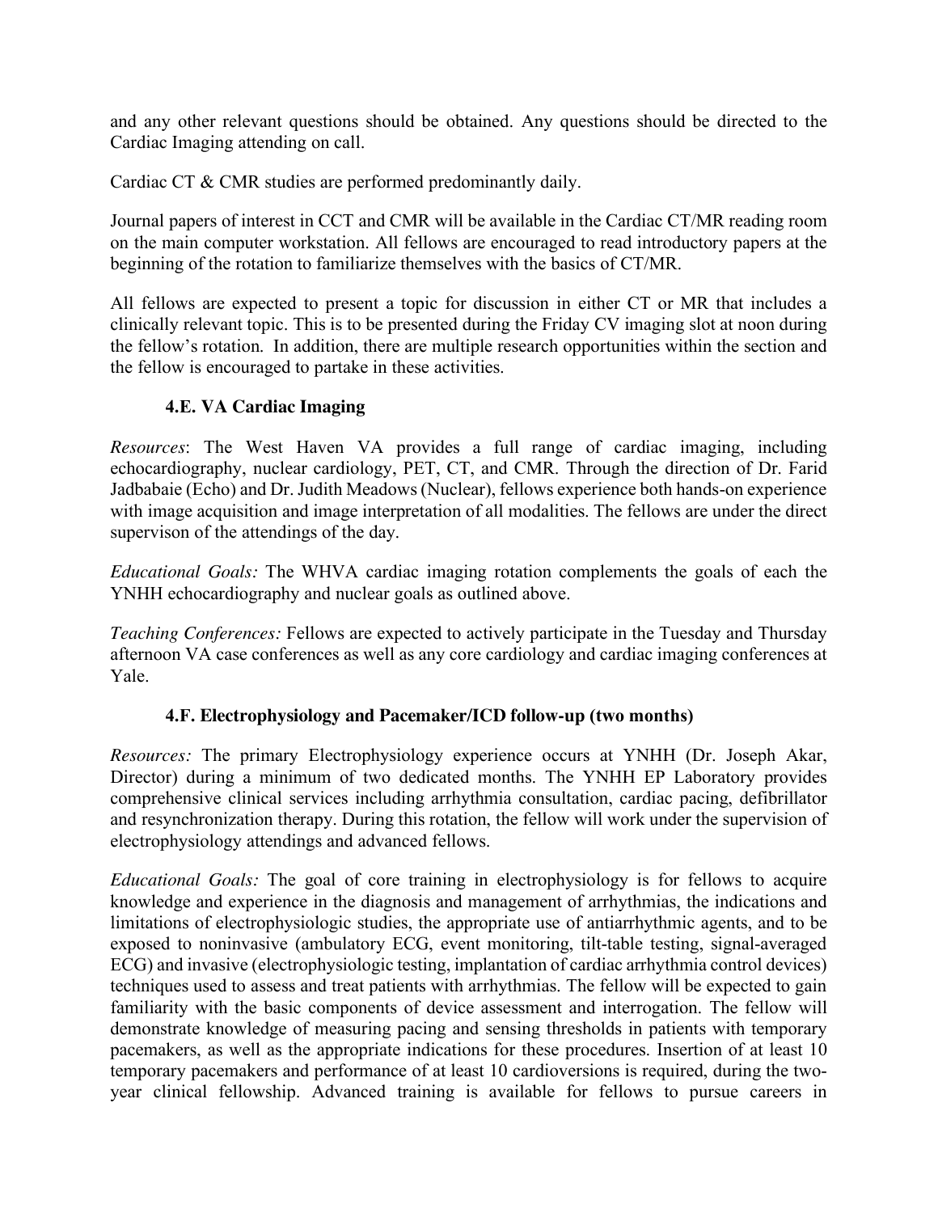and any other relevant questions should be obtained. Any questions should be directed to the Cardiac Imaging attending on call.

Cardiac CT & CMR studies are performed predominantly daily.

Journal papers of interest in CCT and CMR will be available in the Cardiac CT/MR reading room on the main computer workstation. All fellows are encouraged to read introductory papers at the beginning of the rotation to familiarize themselves with the basics of CT/MR.

All fellows are expected to present a topic for discussion in either CT or MR that includes a clinically relevant topic. This is to be presented during the Friday CV imaging slot at noon during the fellow's rotation. In addition, there are multiple research opportunities within the section and the fellow is encouraged to partake in these activities.

### 4.E. VA Cardiac Imaging

*Resources*: The West Haven VA provides a full range of cardiac imaging, including echocardiography, nuclear cardiology, PET, CT, and CMR. Through the direction of Dr. Farid Jadbabaie (Echo) and Dr. Judith Meadows (Nuclear), fellows experience both hands-on experience with image acquisition and image interpretation of all modalities. The fellows are under the direct supervison of the attendings of the day.

*Educational Goals:* The WHVA cardiac imaging rotation complements the goals of each the YNHH echocardiography and nuclear goals as outlined above.

*Teaching Conferences:* Fellows are expected to actively participate in the Tuesday and Thursday afternoon VA case conferences as well as any core cardiology and cardiac imaging conferences at Yale.

### 4.F. Electrophysiology and Pacemaker/ICD follow-up (two months)

*Resources:* The primary Electrophysiology experience occurs at YNHH (Dr. Joseph Akar, Director) during a minimum of two dedicated months. The YNHH EP Laboratory provides comprehensive clinical services including arrhythmia consultation, cardiac pacing, defibrillator and resynchronization therapy. During this rotation, the fellow will work under the supervision of electrophysiology attendings and advanced fellows.

*Educational Goals:* The goal of core training in electrophysiology is for fellows to acquire knowledge and experience in the diagnosis and management of arrhythmias, the indications and limitations of electrophysiologic studies, the appropriate use of antiarrhythmic agents, and to be exposed to noninvasive (ambulatory ECG, event monitoring, tilt-table testing, signal-averaged ECG) and invasive (electrophysiologic testing, implantation of cardiac arrhythmia control devices) techniques used to assess and treat patients with arrhythmias. The fellow will be expected to gain familiarity with the basic components of device assessment and interrogation. The fellow will demonstrate knowledge of measuring pacing and sensing thresholds in patients with temporary pacemakers, as well as the appropriate indications for these procedures. Insertion of at least 10 temporary pacemakers and performance of at least 10 cardioversions is required, during the two-year clinical fellowship. Advanced training is available for fellows to pursue careers in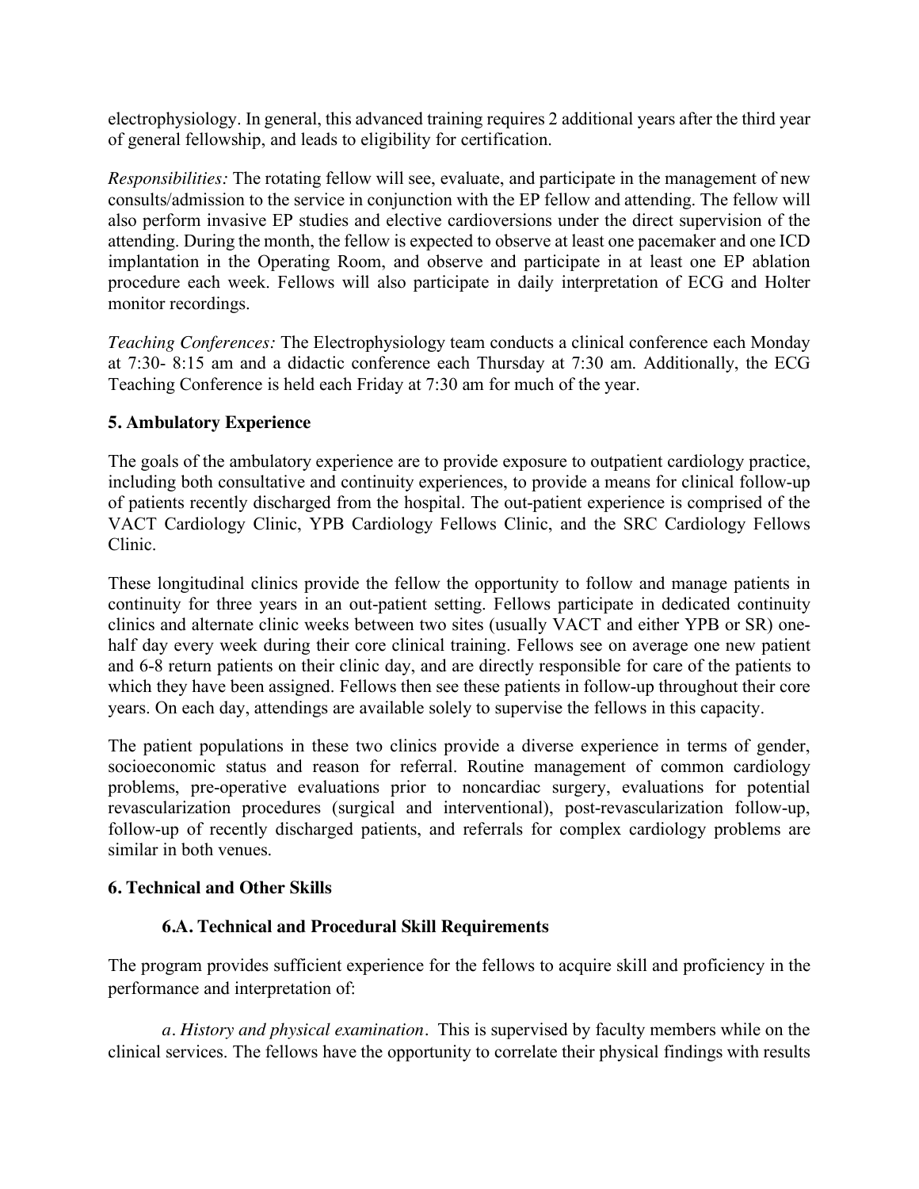electrophysiology. In general, this advanced training requires 2 additional years after the third year of general fellowship, and leads to eligibility for certification.

*Responsibilities:* The rotating fellow will see, evaluate, and participate in the management of new consults/admission to the service in conjunction with the EP fellow and attending. The fellow will also perform invasive EP studies and elective cardioversions under the direct supervision of the attending. During the month, the fellow is expected to observe at least one pacemaker and one ICD implantation in the Operating Room, and observe and participate in at least one EP ablation procedure each week. Fellows will also participate in daily interpretation of ECG and Holter monitor recordings.

*Teaching Conferences:* The Electrophysiology team conducts a clinical conference each Monday at 7:30- 8:15 am and a didactic conference each Thursday at 7:30 am. Additionally, the ECG Teaching Conference is held each Friday at 7:30 am for much of the year.

## 5. Ambulatory Experience

The goals of the ambulatory experience are to provide exposure to outpatient cardiology practice, including both consultative and continuity experiences, to provide a means for clinical follow-up of patients recently discharged from the hospital. The out-patient experience is comprised of the VACT Cardiology Clinic, YPB Cardiology Fellows Clinic, and the SRC Cardiology Fellows Clinic.

These longitudinal clinics provide the fellow the opportunity to follow and manage patients in continuity for three years in an out-patient setting. Fellows participate in dedicated continuity clinics and alternate clinic weeks between two sites (usually VACT and either YPB or SR) one-half day every week during their core clinical training. Fellows see on average one new patient and 6-8 return patients on their clinic day, and are directly responsible for care of the patients to which they have been assigned. Fellows then see these patients in follow-up throughout their core years. On each day, attendings are available solely to supervise the fellows in this capacity.

The patient populations in these two clinics provide a diverse experience in terms of gender, socioeconomic status and reason for referral. Routine management of common cardiology problems, pre-operative evaluations prior to noncardiac surgery, evaluations for potential revascularization procedures (surgical and interventional), post-revascularization follow-up, follow-up of recently discharged patients, and referrals for complex cardiology problems are similar in both venues.

## 6. Technical and Other Skills

### 6.A. Technical and Procedural Skill Requirements

The program provides sufficient experience for the fellows to acquire skill and proficiency in the performance and interpretation of:

*a. History and physical examination*. This is supervised by faculty members while on the clinical services. The fellows have the opportunity to correlate their physical findings with results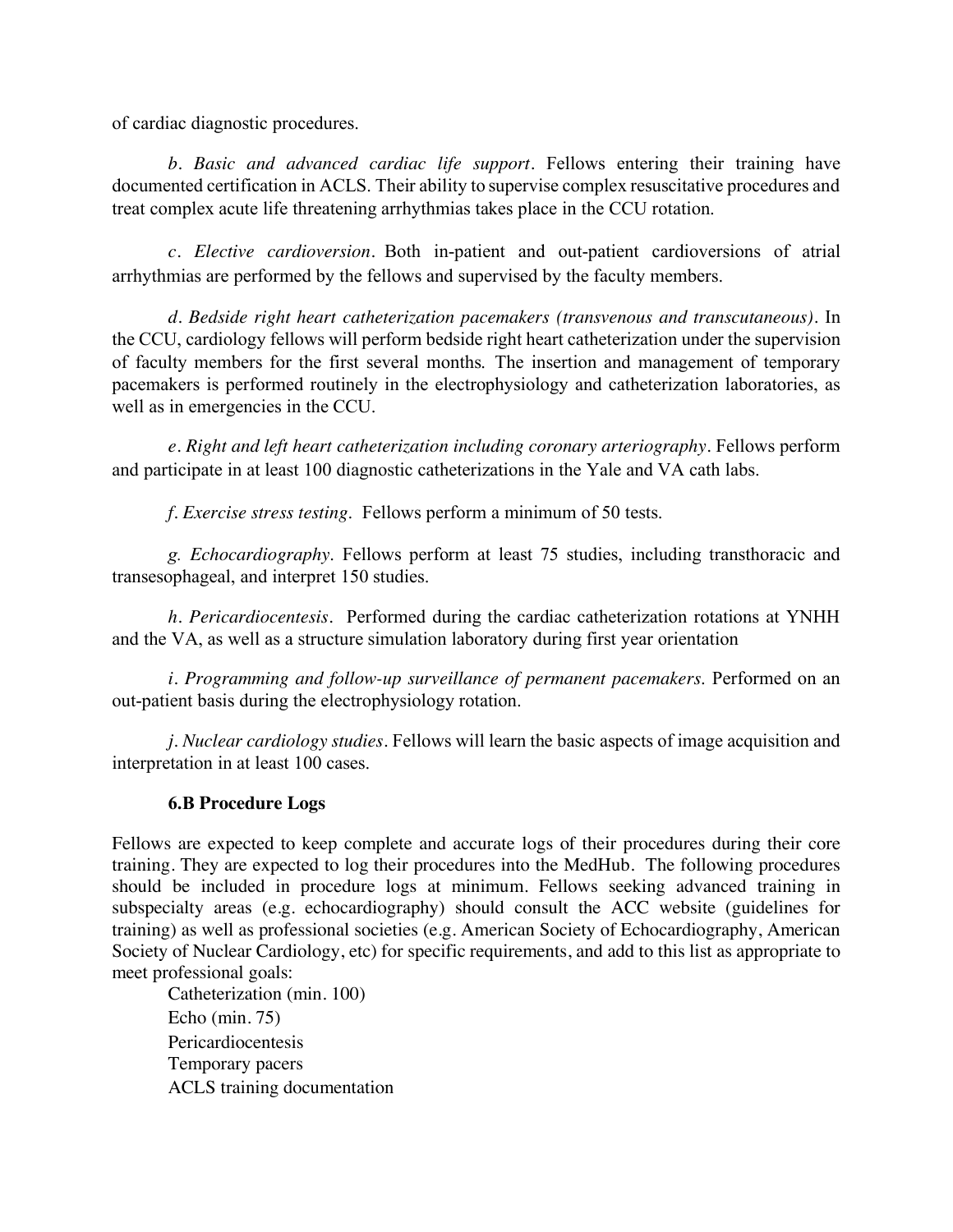of cardiac diagnostic procedures.

*b. Basic and advanced cardiac life support*. Fellows entering their training have documented certification in ACLS. Their ability to supervise complex resuscitative procedures and treat complex acute life threatening arrhythmias takes place in the CCU rotation.

*c. Elective cardioversion*. Both in-patient and out-patient cardioversions of atrial arrhythmias are performed by the fellows and supervised by the faculty members.

*d. Bedside right heart catheterization pacemakers (transvenous and transcutaneous)*. In the CCU, cardiology fellows will perform bedside right heart catheterization under the supervision of faculty members for the first several months. The insertion and management of temporary pacemakers is performed routinely in the electrophysiology and catheterization laboratories, as well as in emergencies in the CCU.

*e. Right and left heart catheterization including coronary arteriography*. Fellows perform and participate in at least 100 diagnostic catheterizations in the Yale and VA cath labs.

*f. Exercise stress testing*. Fellows perform a minimum of 50 tests.

*g. Echocardiography*. Fellows perform at least 75 studies, including transthoracic and transesophageal, and interpret 150 studies.

*h. Pericardiocentesis*. Performed during the cardiac catheterization rotations at YNHH and the VA, as well as a structure simulation laboratory during first year orientation

*i. Programming and follow-up surveillance of permanent pacemakers*. Performed on an out-patient basis during the electrophysiology rotation.

*j. Nuclear cardiology studies*. Fellows will learn the basic aspects of image acquisition and interpretation in at least 100 cases.

### 6.B Procedure Logs

Fellows are expected to keep complete and accurate logs of their procedures during their core training. They are expected to log their procedures into the MedHub. The following procedures should be included in procedure logs at minimum. Fellows seeking advanced training in subspecialty areas (e.g. echocardiography) should consult the ACC website (guidelines for training) as well as professional societies (e.g. American Society of Echocardiography, American Society of Nuclear Cardiology, etc) for specific requirements, and add to this list as appropriate to meet professional goals:

Catheterization (min. 100)
Echo (min. 75)
Pericardiocentesis
Temporary pacers
ACLS training documentation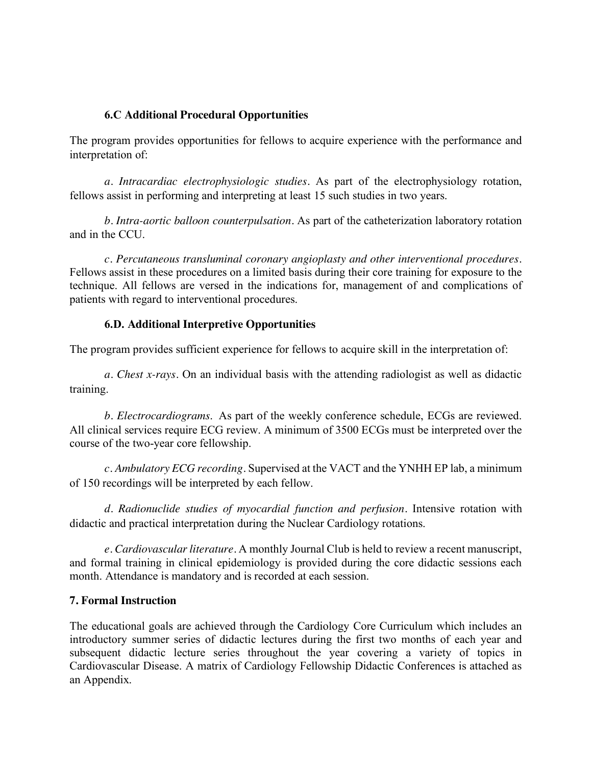### 6.C Additional Procedural Opportunities

The program provides opportunities for fellows to acquire experience with the performance and interpretation of:

*a. Intracardiac electrophysiologic studies*. As part of the electrophysiology rotation, fellows assist in performing and interpreting at least 15 such studies in two years.

*b. Intra-aortic balloon counterpulsation*. As part of the catheterization laboratory rotation and in the CCU.

*c. Percutaneous transluminal coronary angioplasty and other interventional procedures*. Fellows assist in these procedures on a limited basis during their core training for exposure to the technique. All fellows are versed in the indications for, management of and complications of patients with regard to interventional procedures.

### 6.D. Additional Interpretive Opportunities

The program provides sufficient experience for fellows to acquire skill in the interpretation of:

*a. Chest x-rays*. On an individual basis with the attending radiologist as well as didactic training.

*b. Electrocardiograms*. As part of the weekly conference schedule, ECGs are reviewed. All clinical services require ECG review. A minimum of 3500 ECGs must be interpreted over the course of the two-year core fellowship.

*c. Ambulatory ECG recording*. Supervised at the VACT and the YNHH EP lab, a minimum of 150 recordings will be interpreted by each fellow.

*d. Radionuclide studies of myocardial function and perfusion*. Intensive rotation with didactic and practical interpretation during the Nuclear Cardiology rotations.

*e. Cardiovascular literature*. A monthly Journal Club is held to review a recent manuscript, and formal training in clinical epidemiology is provided during the core didactic sessions each month. Attendance is mandatory and is recorded at each session.

## 7. Formal Instruction

The educational goals are achieved through the Cardiology Core Curriculum which includes an introductory summer series of didactic lectures during the first two months of each year and subsequent didactic lecture series throughout the year covering a variety of topics in Cardiovascular Disease. A matrix of Cardiology Fellowship Didactic Conferences is attached as an Appendix.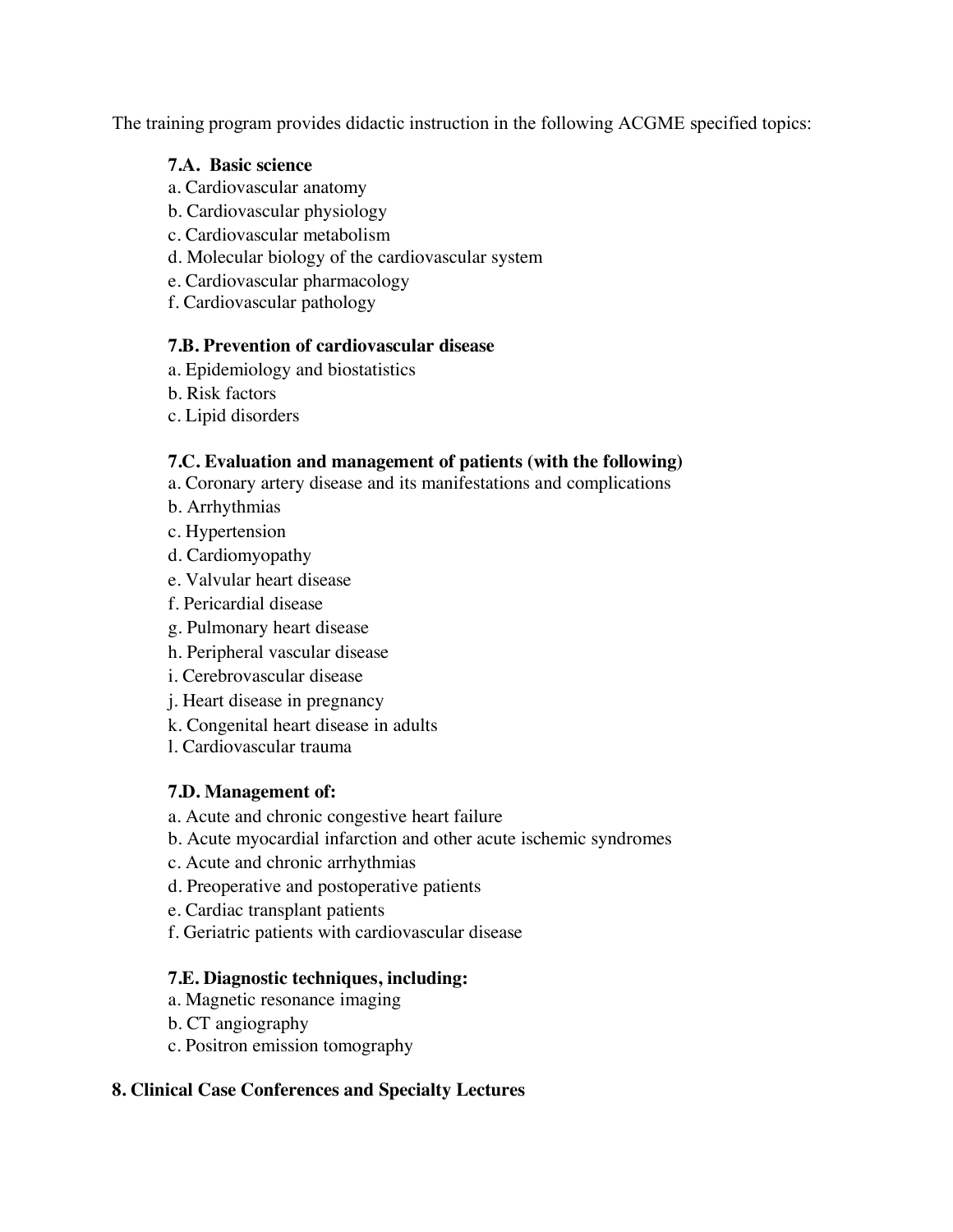The training program provides didactic instruction in the following ACGME specified topics:

**7.A. Basic science**

a. Cardiovascular anatomy
b. Cardiovascular physiology
c. Cardiovascular metabolism
d. Molecular biology of the cardiovascular system
e. Cardiovascular pharmacology
f. Cardiovascular pathology

**7.B. Prevention of cardiovascular disease**

a. Epidemiology and biostatistics
b. Risk factors
c. Lipid disorders

**7.C. Evaluation and management of patients (with the following)**

a. Coronary artery disease and its manifestations and complications
b. Arrhythmias
c. Hypertension
d. Cardiomyopathy
e. Valvular heart disease
f. Pericardial disease
g. Pulmonary heart disease
h. Peripheral vascular disease
i. Cerebrovascular disease
j. Heart disease in pregnancy
k. Congenital heart disease in adults
l. Cardiovascular trauma

**7.D. Management of:**

a. Acute and chronic congestive heart failure
b. Acute myocardial infarction and other acute ischemic syndromes
c. Acute and chronic arrhythmias
d. Preoperative and postoperative patients
e. Cardiac transplant patients
f. Geriatric patients with cardiovascular disease

**7.E. Diagnostic techniques, including:**

a. Magnetic resonance imaging
b. CT angiography
c. Positron emission tomography

## 8. Clinical Case Conferences and Specialty Lectures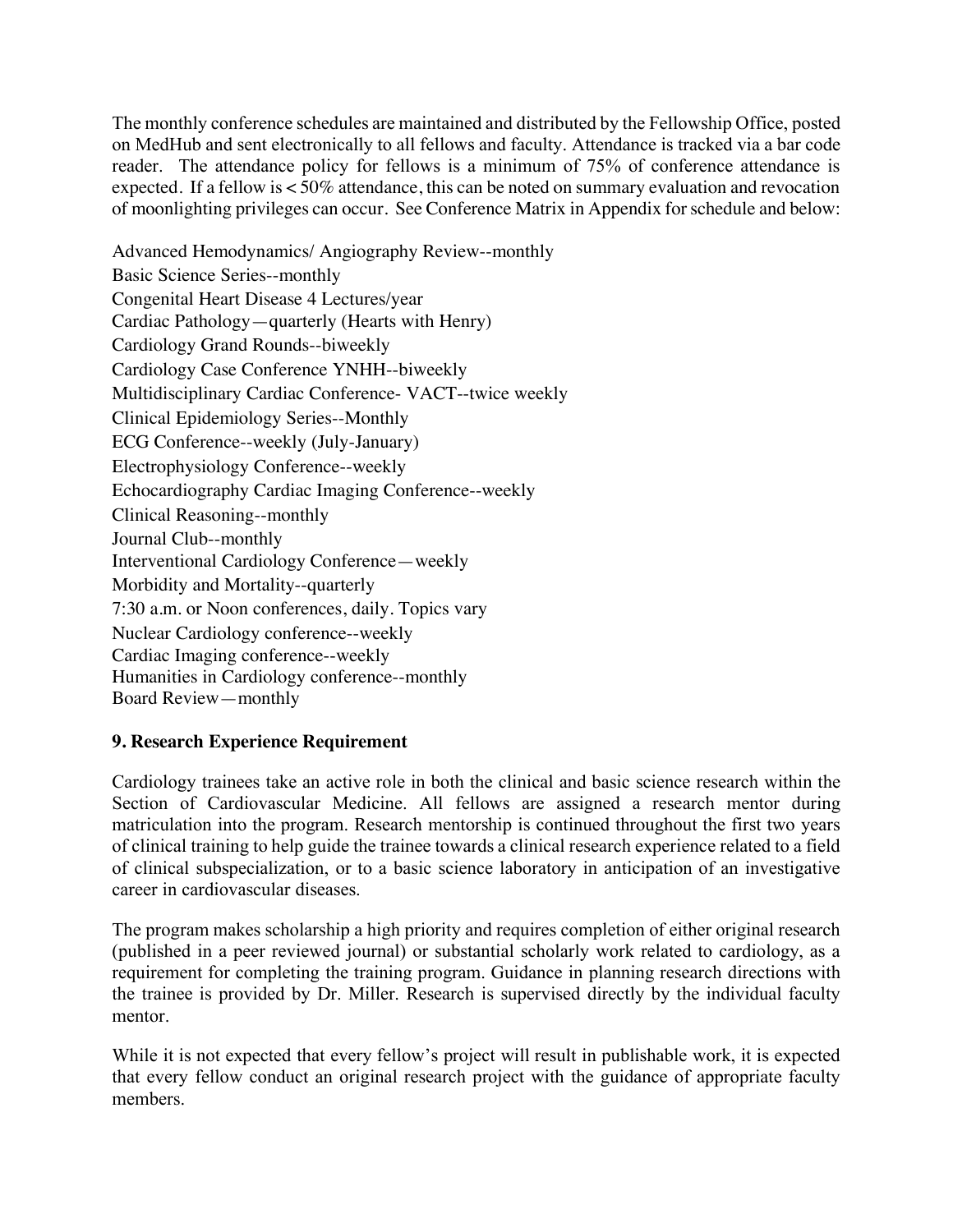The monthly conference schedules are maintained and distributed by the Fellowship Office, posted on MedHub and sent electronically to all fellows and faculty. Attendance is tracked via a bar code reader. The attendance policy for fellows is a minimum of 75% of conference attendance is expected. If a fellow is < 50% attendance, this can be noted on summary evaluation and revocation of moonlighting privileges can occur. See Conference Matrix in Appendix for schedule and below:

Advanced Hemodynamics/ Angiography Review--monthly
Basic Science Series--monthly
Congenital Heart Disease 4 Lectures/year
Cardiac Pathology—quarterly (Hearts with Henry)
Cardiology Grand Rounds--biweekly
Cardiology Case Conference YNHH--biweekly
Multidisciplinary Cardiac Conference- VACT--twice weekly
Clinical Epidemiology Series--Monthly
ECG Conference--weekly (July-January)
Electrophysiology Conference--weekly
Echocardiography Cardiac Imaging Conference--weekly
Clinical Reasoning--monthly
Journal Club--monthly
Interventional Cardiology Conference—weekly
Morbidity and Mortality--quarterly
7:30 a.m. or Noon conferences, daily. Topics vary
Nuclear Cardiology conference--weekly
Cardiac Imaging conference--weekly
Humanities in Cardiology conference--monthly
Board Review—monthly

### 9. Research Experience Requirement

Cardiology trainees take an active role in both the clinical and basic science research within the Section of Cardiovascular Medicine. All fellows are assigned a research mentor during matriculation into the program. Research mentorship is continued throughout the first two years of clinical training to help guide the trainee towards a clinical research experience related to a field of clinical subspecialization, or to a basic science laboratory in anticipation of an investigative career in cardiovascular diseases.

The program makes scholarship a high priority and requires completion of either original research (published in a peer reviewed journal) or substantial scholarly work related to cardiology, as a requirement for completing the training program. Guidance in planning research directions with the trainee is provided by Dr. Miller. Research is supervised directly by the individual faculty mentor.

While it is not expected that every fellow's project will result in publishable work, it is expected that every fellow conduct an original research project with the guidance of appropriate faculty members.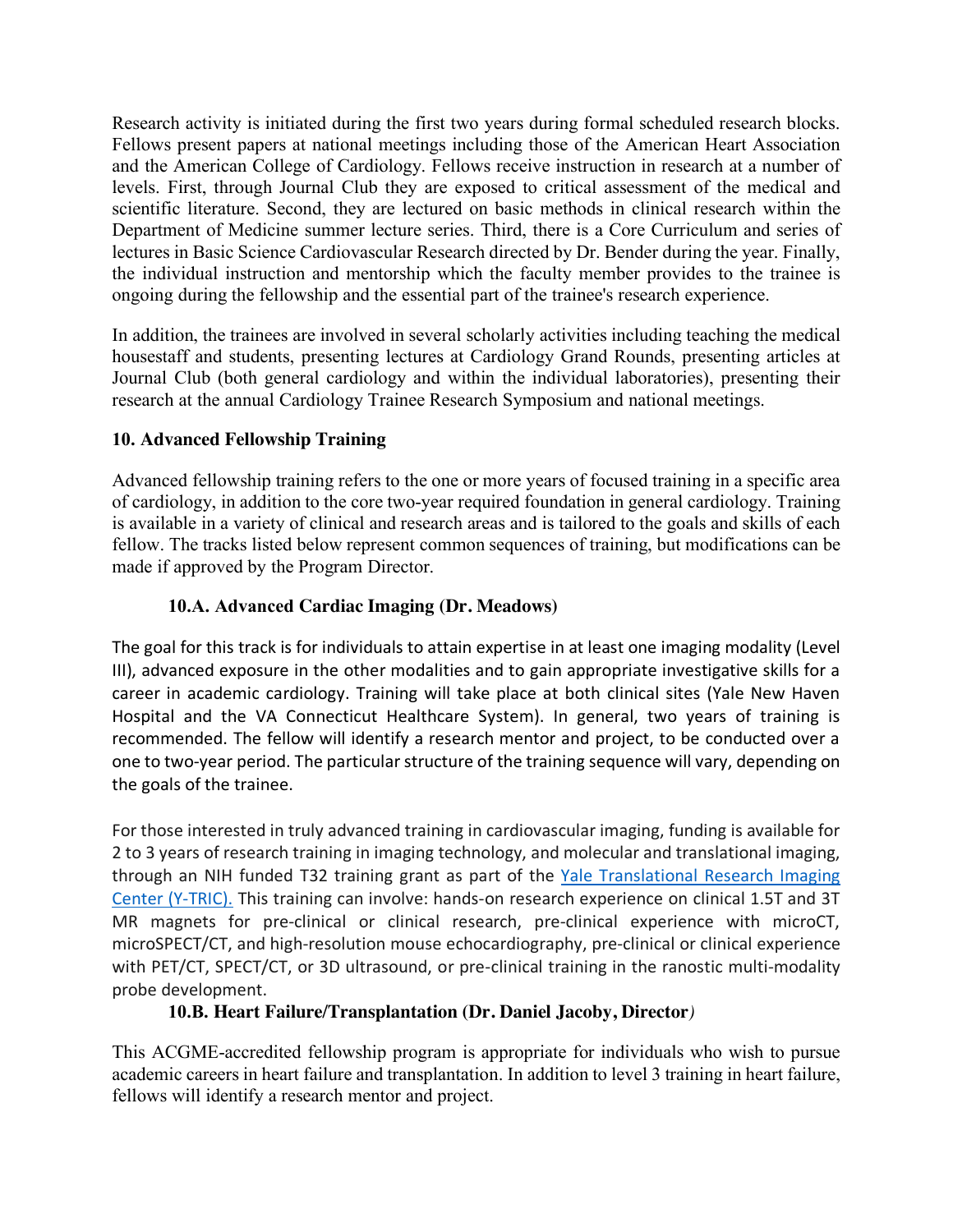Research activity is initiated during the first two years during formal scheduled research blocks. Fellows present papers at national meetings including those of the American Heart Association and the American College of Cardiology. Fellows receive instruction in research at a number of levels. First, through Journal Club they are exposed to critical assessment of the medical and scientific literature. Second, they are lectured on basic methods in clinical research within the Department of Medicine summer lecture series. Third, there is a Core Curriculum and series of lectures in Basic Science Cardiovascular Research directed by Dr. Bender during the year. Finally, the individual instruction and mentorship which the faculty member provides to the trainee is ongoing during the fellowship and the essential part of the trainee's research experience.

In addition, the trainees are involved in several scholarly activities including teaching the medical housestaff and students, presenting lectures at Cardiology Grand Rounds, presenting articles at Journal Club (both general cardiology and within the individual laboratories), presenting their research at the annual Cardiology Trainee Research Symposium and national meetings.

## 10. Advanced Fellowship Training

Advanced fellowship training refers to the one or more years of focused training in a specific area of cardiology, in addition to the core two-year required foundation in general cardiology. Training is available in a variety of clinical and research areas and is tailored to the goals and skills of each fellow. The tracks listed below represent common sequences of training, but modifications can be made if approved by the Program Director.

### 10.A. Advanced Cardiac Imaging (Dr. Meadows)

The goal for this track is for individuals to attain expertise in at least one imaging modality (Level III), advanced exposure in the other modalities and to gain appropriate investigative skills for a career in academic cardiology. Training will take place at both clinical sites (Yale New Haven Hospital and the VA Connecticut Healthcare System). In general, two years of training is recommended. The fellow will identify a research mentor and project, to be conducted over a one to two-year period. The particular structure of the training sequence will vary, depending on the goals of the trainee.

For those interested in truly advanced training in cardiovascular imaging, funding is available for 2 to 3 years of research training in imaging technology, and molecular and translational imaging, through an NIH funded T32 training grant as part of the Yale Translational Research Imaging Center (Y-TRIC). This training can involve: hands-on research experience on clinical 1.5T and 3T MR magnets for pre-clinical or clinical research, pre-clinical experience with microCT, microSPECT/CT, and high-resolution mouse echocardiography, pre-clinical or clinical experience with PET/CT, SPECT/CT, or 3D ultrasound, or pre-clinical training in the ranostic multi-modality probe development.

### 10.B. Heart Failure/Transplantation (Dr. Daniel Jacoby, Director*)*

This ACGME-accredited fellowship program is appropriate for individuals who wish to pursue academic careers in heart failure and transplantation. In addition to level 3 training in heart failure, fellows will identify a research mentor and project.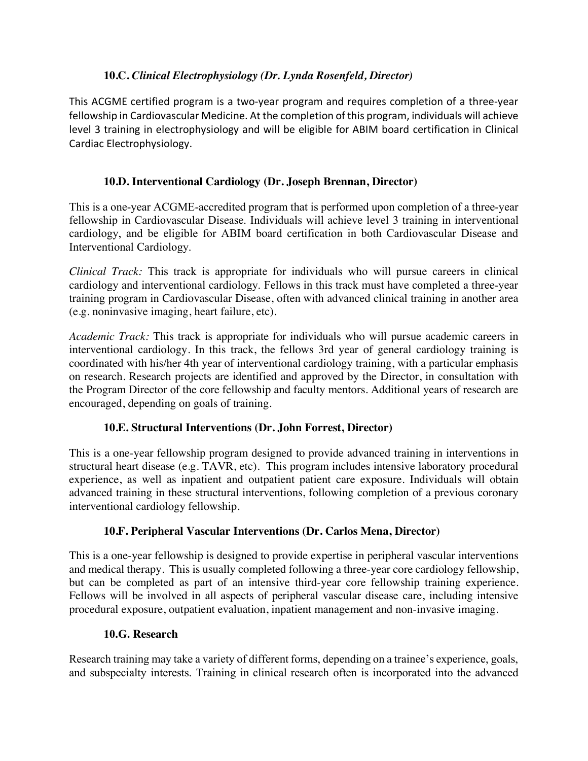### 10.C. *Clinical Electrophysiology (Dr. Lynda Rosenfeld, Director)*

This ACGME certified program is a two-year program and requires completion of a three-year fellowship in Cardiovascular Medicine. At the completion of this program, individuals will achieve level 3 training in electrophysiology and will be eligible for ABIM board certification in Clinical Cardiac Electrophysiology.

### 10.D. Interventional Cardiology (Dr. Joseph Brennan, Director)

This is a one-year ACGME-accredited program that is performed upon completion of a three-year fellowship in Cardiovascular Disease. Individuals will achieve level 3 training in interventional cardiology, and be eligible for ABIM board certification in both Cardiovascular Disease and Interventional Cardiology.

*Clinical Track:* This track is appropriate for individuals who will pursue careers in clinical cardiology and interventional cardiology. Fellows in this track must have completed a three-year training program in Cardiovascular Disease, often with advanced clinical training in another area (e.g. noninvasive imaging, heart failure, etc).

*Academic Track:* This track is appropriate for individuals who will pursue academic careers in interventional cardiology. In this track, the fellows 3rd year of general cardiology training is coordinated with his/her 4th year of interventional cardiology training, with a particular emphasis on research. Research projects are identified and approved by the Director, in consultation with the Program Director of the core fellowship and faculty mentors. Additional years of research are encouraged, depending on goals of training.

### 10.E. Structural Interventions (Dr. John Forrest, Director)

This is a one-year fellowship program designed to provide advanced training in interventions in structural heart disease (e.g. TAVR, etc). This program includes intensive laboratory procedural experience, as well as inpatient and outpatient patient care exposure. Individuals will obtain advanced training in these structural interventions, following completion of a previous coronary interventional cardiology fellowship.

### 10.F. Peripheral Vascular Interventions (Dr. Carlos Mena, Director)

This is a one-year fellowship is designed to provide expertise in peripheral vascular interventions and medical therapy. This is usually completed following a three-year core cardiology fellowship, but can be completed as part of an intensive third-year core fellowship training experience. Fellows will be involved in all aspects of peripheral vascular disease care, including intensive procedural exposure, outpatient evaluation, inpatient management and non-invasive imaging.

### 10.G. Research

Research training may take a variety of different forms, depending on a trainee's experience, goals, and subspecialty interests. Training in clinical research often is incorporated into the advanced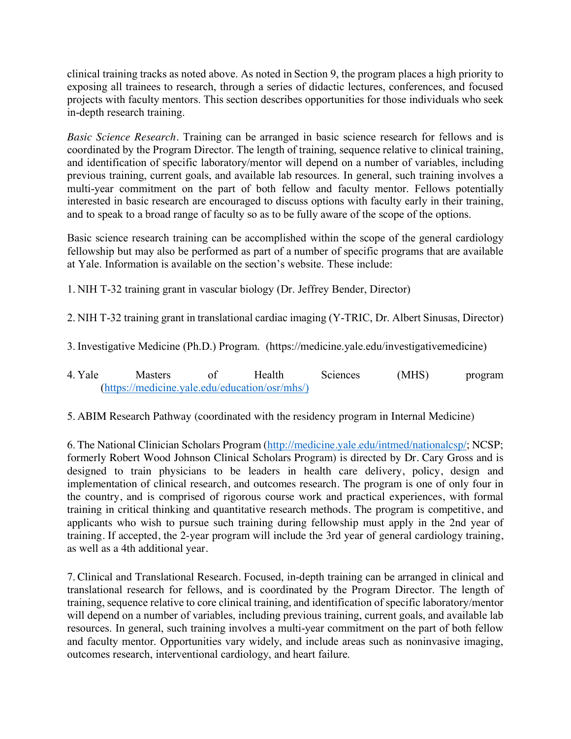clinical training tracks as noted above. As noted in Section 9, the program places a high priority to exposing all trainees to research, through a series of didactic lectures, conferences, and focused projects with faculty mentors. This section describes opportunities for those individuals who seek in-depth research training.

*Basic Science Research*. Training can be arranged in basic science research for fellows and is coordinated by the Program Director. The length of training, sequence relative to clinical training, and identification of specific laboratory/mentor will depend on a number of variables, including previous training, current goals, and available lab resources. In general, such training involves a multi-year commitment on the part of both fellow and faculty mentor. Fellows potentially interested in basic research are encouraged to discuss options with faculty early in their training, and to speak to a broad range of faculty so as to be fully aware of the scope of the options.

Basic science research training can be accomplished within the scope of the general cardiology fellowship but may also be performed as part of a number of specific programs that are available at Yale. Information is available on the section's website. These include:

1. NIH T-32 training grant in vascular biology (Dr. Jeffrey Bender, Director)

2. NIH T-32 training grant in translational cardiac imaging (Y-TRIC, Dr. Albert Sinusas, Director)

3. Investigative Medicine (Ph.D.) Program. (https://medicine.yale.edu/investigativemedicine)

4. Yale Masters of Health Sciences (MHS) program (https://medicine.yale.edu/education/osr/mhs/)

5. ABIM Research Pathway (coordinated with the residency program in Internal Medicine)

6. The National Clinician Scholars Program (http://medicine.yale.edu/intmed/nationalcsp/; NCSP; formerly Robert Wood Johnson Clinical Scholars Program) is directed by Dr. Cary Gross and is designed to train physicians to be leaders in health care delivery, policy, design and implementation of clinical research, and outcomes research. The program is one of only four in the country, and is comprised of rigorous course work and practical experiences, with formal training in critical thinking and quantitative research methods. The program is competitive, and applicants who wish to pursue such training during fellowship must apply in the 2nd year of training. If accepted, the 2-year program will include the 3rd year of general cardiology training, as well as a 4th additional year.

7. Clinical and Translational Research. Focused, in-depth training can be arranged in clinical and translational research for fellows, and is coordinated by the Program Director. The length of training, sequence relative to core clinical training, and identification of specific laboratory/mentor will depend on a number of variables, including previous training, current goals, and available lab resources. In general, such training involves a multi-year commitment on the part of both fellow and faculty mentor. Opportunities vary widely, and include areas such as noninvasive imaging, outcomes research, interventional cardiology, and heart failure.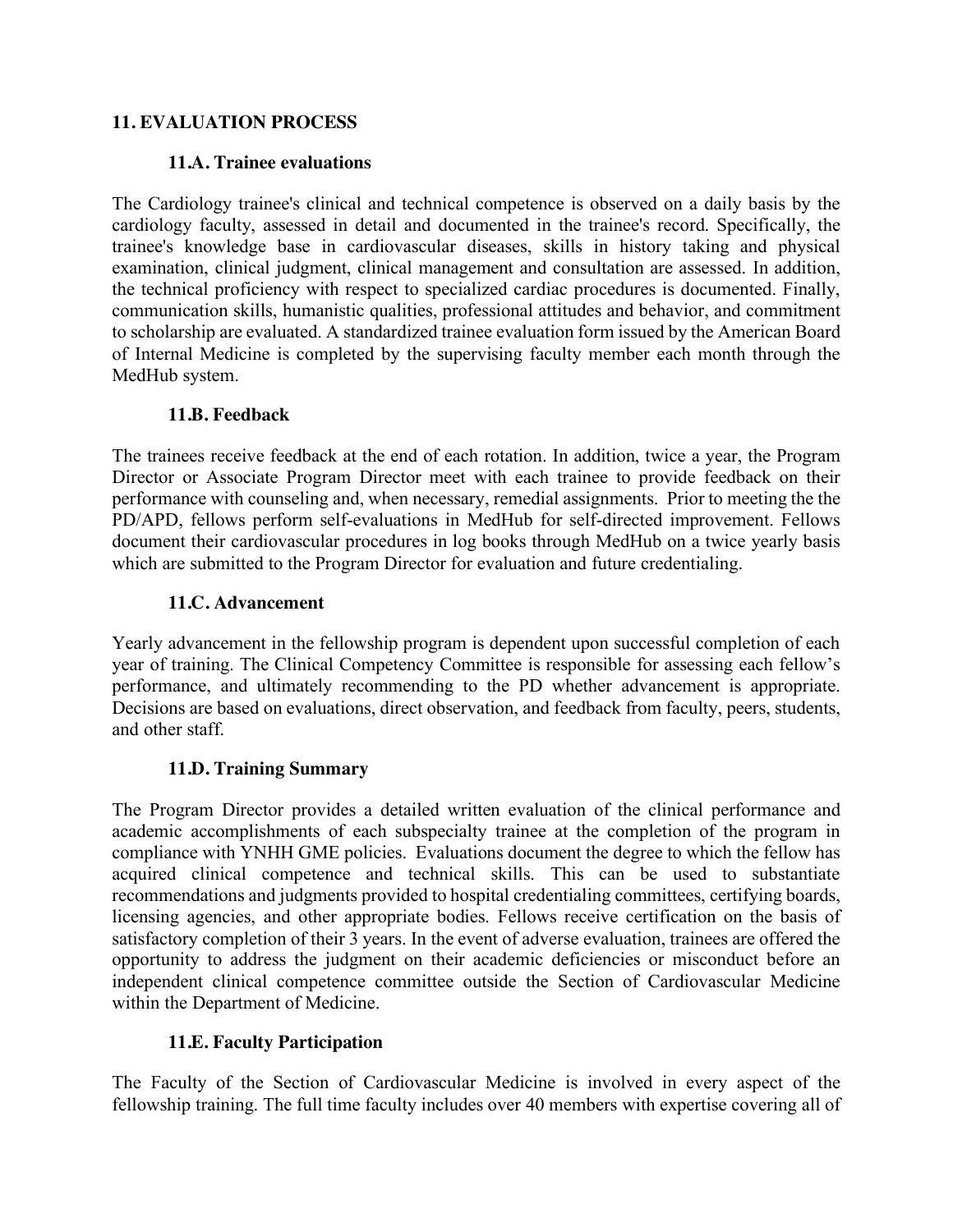## 11. EVALUATION PROCESS

### 11.A. Trainee evaluations

The Cardiology trainee's clinical and technical competence is observed on a daily basis by the cardiology faculty, assessed in detail and documented in the trainee's record. Specifically, the trainee's knowledge base in cardiovascular diseases, skills in history taking and physical examination, clinical judgment, clinical management and consultation are assessed. In addition, the technical proficiency with respect to specialized cardiac procedures is documented. Finally, communication skills, humanistic qualities, professional attitudes and behavior, and commitment to scholarship are evaluated. A standardized trainee evaluation form issued by the American Board of Internal Medicine is completed by the supervising faculty member each month through the MedHub system.

### 11.B. Feedback

The trainees receive feedback at the end of each rotation. In addition, twice a year, the Program Director or Associate Program Director meet with each trainee to provide feedback on their performance with counseling and, when necessary, remedial assignments. Prior to meeting the the PD/APD, fellows perform self-evaluations in MedHub for self-directed improvement. Fellows document their cardiovascular procedures in log books through MedHub on a twice yearly basis which are submitted to the Program Director for evaluation and future credentialing.

### 11.C. Advancement

Yearly advancement in the fellowship program is dependent upon successful completion of each year of training. The Clinical Competency Committee is responsible for assessing each fellow's performance, and ultimately recommending to the PD whether advancement is appropriate. Decisions are based on evaluations, direct observation, and feedback from faculty, peers, students, and other staff.

### 11.D. Training Summary

The Program Director provides a detailed written evaluation of the clinical performance and academic accomplishments of each subspecialty trainee at the completion of the program in compliance with YNHH GME policies. Evaluations document the degree to which the fellow has acquired clinical competence and technical skills. This can be used to substantiate recommendations and judgments provided to hospital credentialing committees, certifying boards, licensing agencies, and other appropriate bodies. Fellows receive certification on the basis of satisfactory completion of their 3 years. In the event of adverse evaluation, trainees are offered the opportunity to address the judgment on their academic deficiencies or misconduct before an independent clinical competence committee outside the Section of Cardiovascular Medicine within the Department of Medicine.

### 11.E. Faculty Participation

The Faculty of the Section of Cardiovascular Medicine is involved in every aspect of the fellowship training. The full time faculty includes over 40 members with expertise covering all of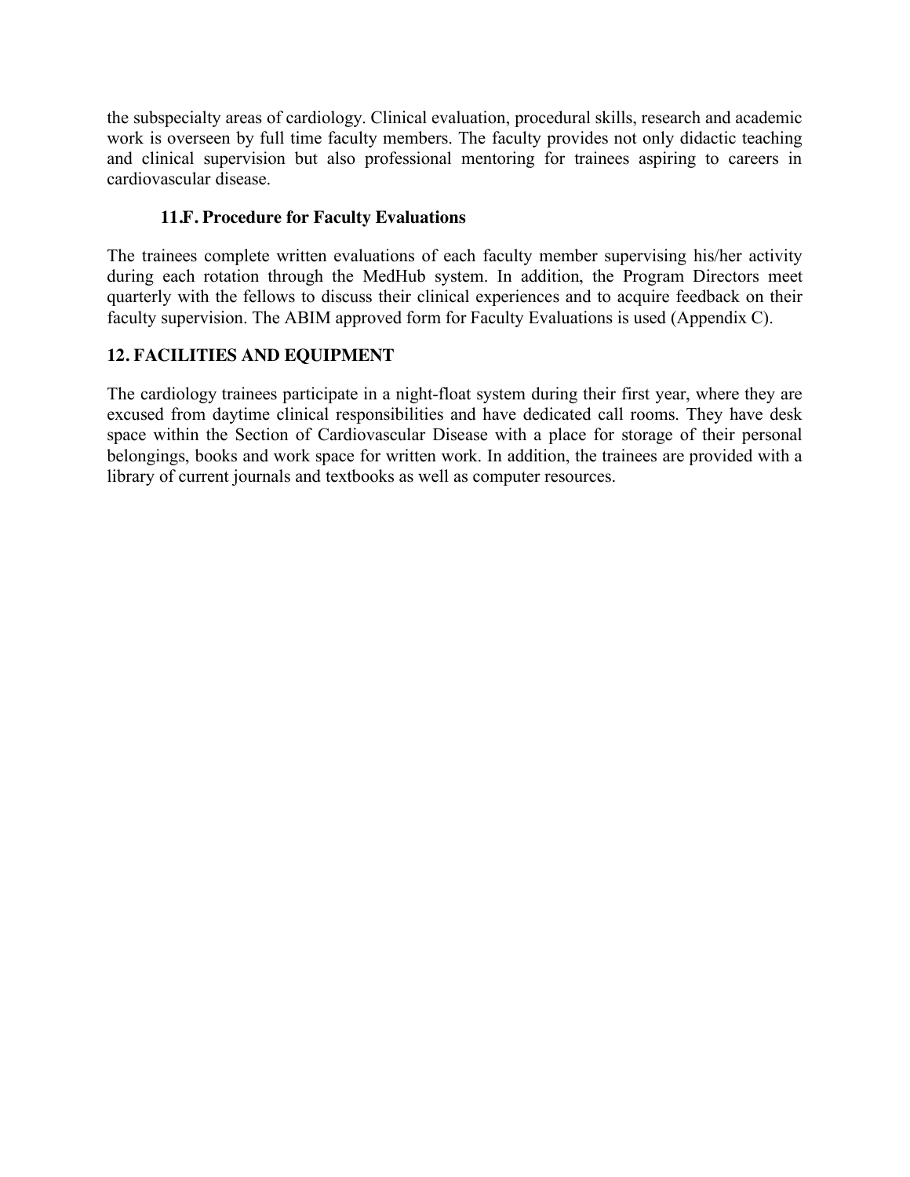the subspecialty areas of cardiology. Clinical evaluation, procedural skills, research and academic work is overseen by full time faculty members. The faculty provides not only didactic teaching and clinical supervision but also professional mentoring for trainees aspiring to careers in cardiovascular disease.

### 11.F. Procedure for Faculty Evaluations

The trainees complete written evaluations of each faculty member supervising his/her activity during each rotation through the MedHub system. In addition, the Program Directors meet quarterly with the fellows to discuss their clinical experiences and to acquire feedback on their faculty supervision. The ABIM approved form for Faculty Evaluations is used (Appendix C).

## 12. FACILITIES AND EQUIPMENT

The cardiology trainees participate in a night-float system during their first year, where they are excused from daytime clinical responsibilities and have dedicated call rooms. They have desk space within the Section of Cardiovascular Disease with a place for storage of their personal belongings, books and work space for written work. In addition, the trainees are provided with a library of current journals and textbooks as well as computer resources.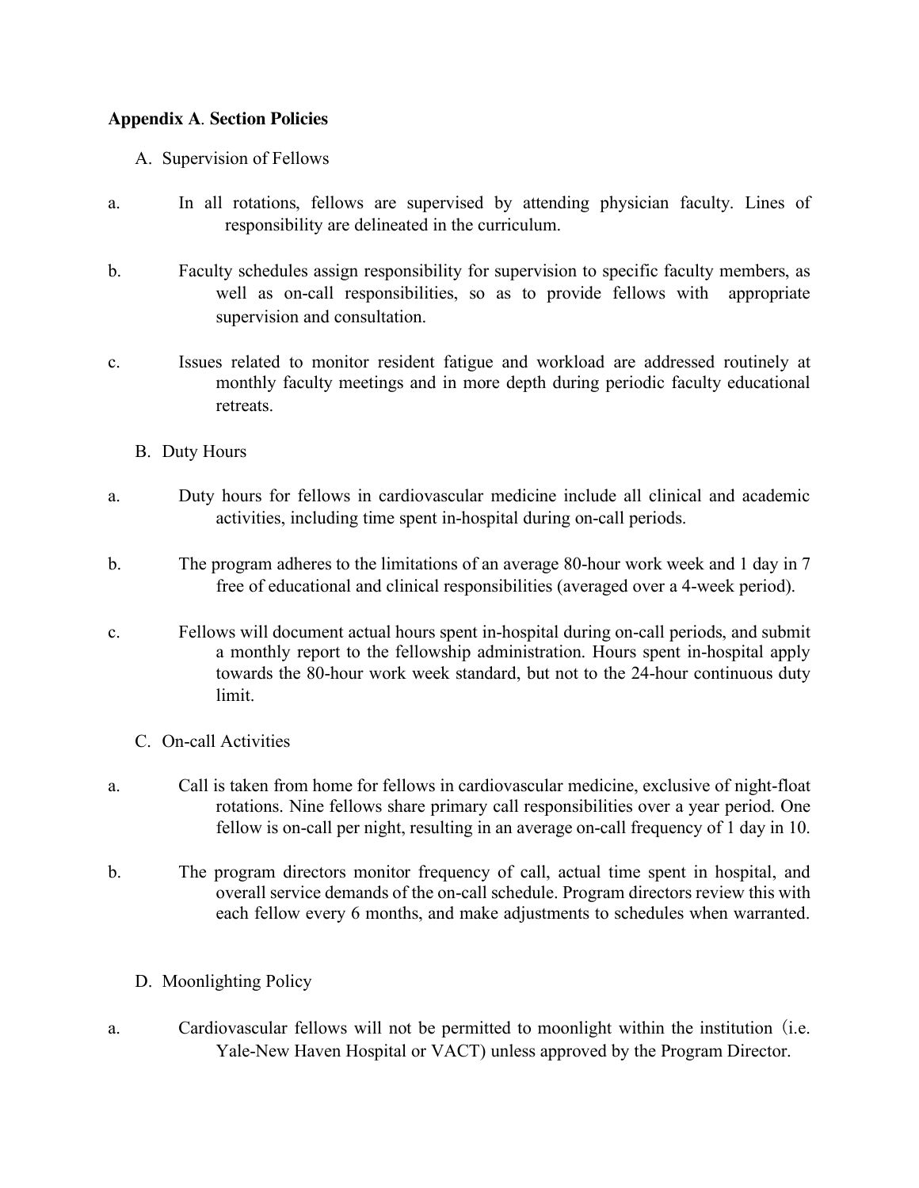**Appendix A**. **Section Policies**

A. Supervision of Fellows

a. In all rotations, fellows are supervised by attending physician faculty. Lines of responsibility are delineated in the curriculum.

b. Faculty schedules assign responsibility for supervision to specific faculty members, as well as on-call responsibilities, so as to provide fellows with appropriate supervision and consultation.

c. Issues related to monitor resident fatigue and workload are addressed routinely at monthly faculty meetings and in more depth during periodic faculty educational retreats.

B. Duty Hours

a. Duty hours for fellows in cardiovascular medicine include all clinical and academic activities, including time spent in-hospital during on-call periods.

b. The program adheres to the limitations of an average 80-hour work week and 1 day in 7 free of educational and clinical responsibilities (averaged over a 4-week period).

c. Fellows will document actual hours spent in-hospital during on-call periods, and submit a monthly report to the fellowship administration. Hours spent in-hospital apply towards the 80-hour work week standard, but not to the 24-hour continuous duty limit.

C. On-call Activities

a. Call is taken from home for fellows in cardiovascular medicine, exclusive of night-float rotations. Nine fellows share primary call responsibilities over a year period. One fellow is on-call per night, resulting in an average on-call frequency of 1 day in 10.

b. The program directors monitor frequency of call, actual time spent in hospital, and overall service demands of the on-call schedule. Program directors review this with each fellow every 6 months, and make adjustments to schedules when warranted.

D. Moonlighting Policy

a. Cardiovascular fellows will not be permitted to moonlight within the institution (i.e. Yale-New Haven Hospital or VACT) unless approved by the Program Director.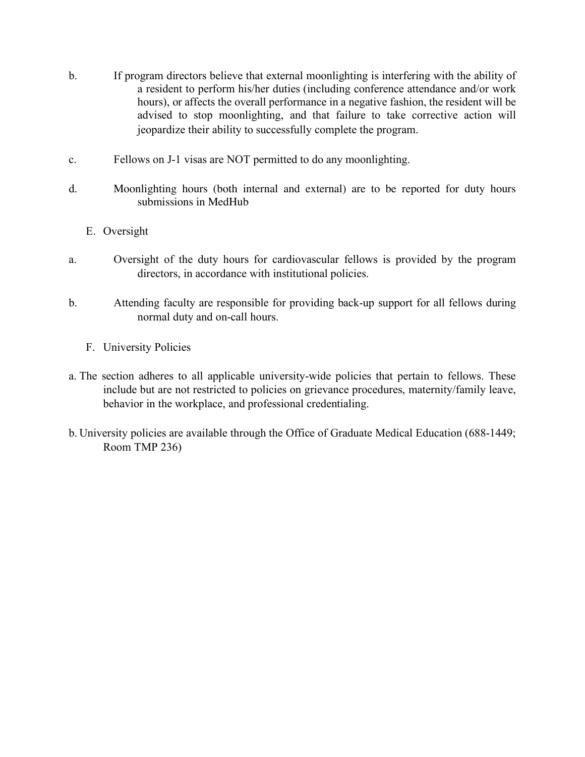b. If program directors believe that external moonlighting is interfering with the ability of a resident to perform his/her duties (including conference attendance and/or work hours), or affects the overall performance in a negative fashion, the resident will be advised to stop moonlighting, and that failure to take corrective action will jeopardize their ability to successfully complete the program.

c. Fellows on J-1 visas are NOT permitted to do any moonlighting.

d. Moonlighting hours (both internal and external) are to be reported for duty hours submissions in MedHub

E. Oversight

a. Oversight of the duty hours for cardiovascular fellows is provided by the program directors, in accordance with institutional policies.

b. Attending faculty are responsible for providing back-up support for all fellows during normal duty and on-call hours.

F. University Policies

a. The section adheres to all applicable university-wide policies that pertain to fellows. These include but are not restricted to policies on grievance procedures, maternity/family leave, behavior in the workplace, and professional credentialing.

b. University policies are available through the Office of Graduate Medical Education (688-1449; Room TMP 236)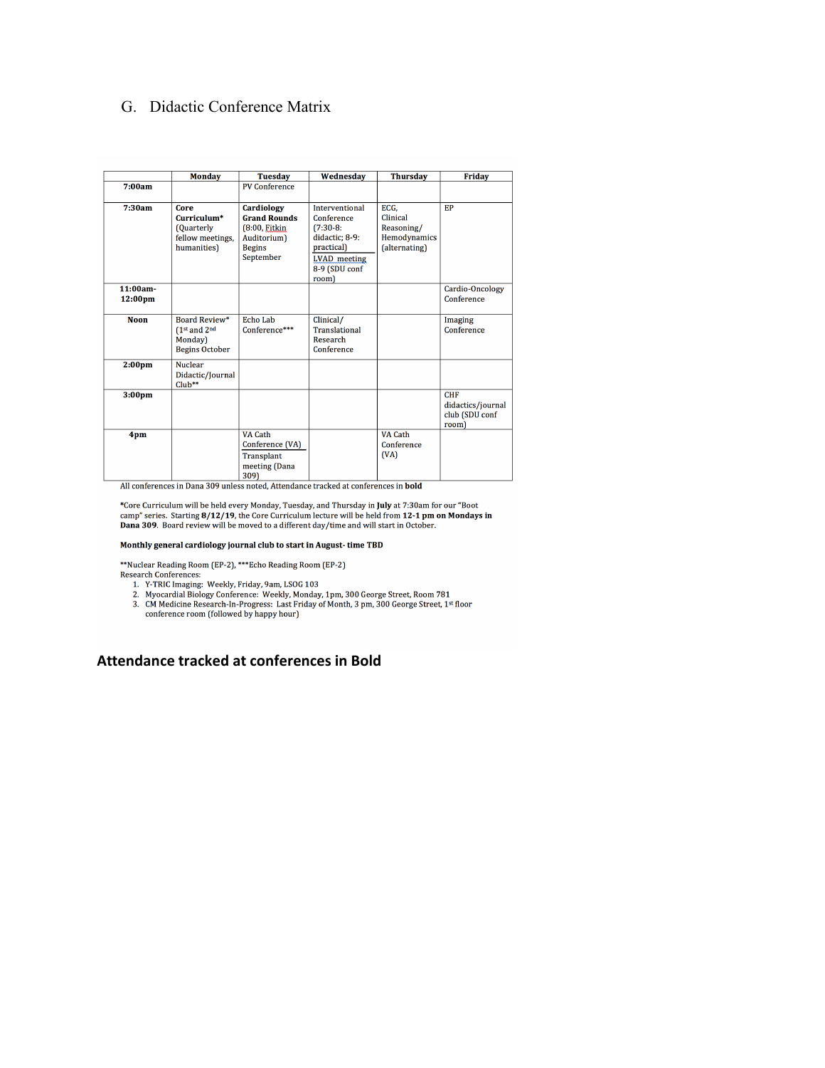## G. Didactic Conference Matrix

| | Monday | Tuesday | Wednesday | Thursday | Friday |
|---|---|---|---|---|---|
| 7:00am | | PV Conference | | | |
| 7:30am | **Core Curriculum*** (Quarterly fellow meetings, humanities) | **Cardiology Grand Rounds** (8:00, Fitkin Auditorium) Begins September | Interventional Conference (7:30-8: didactic; 8-9: practical) LVAD meeting 8-9 (SDU conf room) | ECG, Clinical Reasoning/ Hemodynamics (alternating) | EP |
| 11:00am-12:00pm | | | | | Cardio-Oncology Conference |
| Noon | Board Review* (1st and 2nd Monday) Begins October | Echo Lab Conference*** | Clinical/ Translational Research Conference | | Imaging Conference |
| 2:00pm | Nuclear Didactic/Journal Club** | | | | |
| 3:00pm | | | | | CHF didactics/journal club (SDU conf room) |
| 4pm | | VA Cath Conference (VA) Transplant meeting (Dana 309) | | VA Cath Conference (VA) | |

All conferences in Dana 309 unless noted, Attendance tracked at conferences in **bold**

*Core Curriculum will be held every Monday, Tuesday, and Thursday in **July** at 7:30am for our "Boot camp" series. Starting **8/12/19**, the Core Curriculum lecture will be held from **12-1 pm on Mondays in Dana 309**. Board review will be moved to a different day/time and will start in October.

**Monthly general cardiology journal club to start in August- time TBD**

**Nuclear Reading Room (EP-2), ***Echo Reading Room (EP-2)

Research Conferences:

1. Y-TRIC Imaging: Weekly, Friday, 9am, LSOG 103
2. Myocardial Biology Conference: Weekly, Monday, 1pm, 300 George Street, Room 781
3. CM Medicine Research-In-Progress: Last Friday of Month, 3 pm, 300 George Street, 1st floor conference room (followed by happy hour)

**Attendance tracked at conferences in Bold**